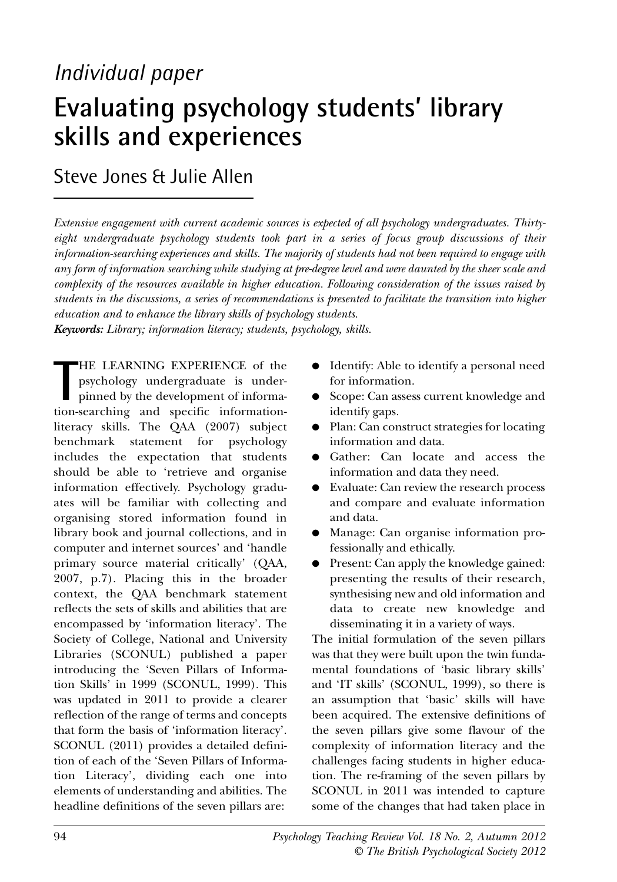*Individual paper*

# Evaluating psychology students' library skills and experiences

## Steve Jones & Julie Allen

*Extensive engagement with current academic sources is expected of all psychology undergraduates. Thirty-eight undergraduate psychology students took part in a series of focus group discussions of their information-searching experiences and skills. The majority of students had not been required to engage with any form of information searching while studying at pre-degree level and were daunted by the sheer scale and complexity of the resources available in higher education. Following consideration of the issues raised by students in the discussions, a series of recommendations is presented to facilitate the transition into higher education and to enhance the library skills of psychology students.*

***Keywords:*** *Library; information literacy; students, psychology, skills.*

THE LEARNING EXPERIENCE of the psychology undergraduate is underpinned by the development of information-searching and specific information-literacy skills. The QAA (2007) subject benchmark statement for psychology includes the expectation that students should be able to 'retrieve and organise information effectively. Psychology graduates will be familiar with collecting and organising stored information found in library book and journal collections, and in computer and internet sources' and 'handle primary source material critically' (QAA, 2007, p.7). Placing this in the broader context, the QAA benchmark statement reflects the sets of skills and abilities that are encompassed by 'information literacy'. The Society of College, National and University Libraries (SCONUL) published a paper introducing the 'Seven Pillars of Information Skills' in 1999 (SCONUL, 1999). This was updated in 2011 to provide a clearer reflection of the range of terms and concepts that form the basis of 'information literacy'. SCONUL (2011) provides a detailed definition of each of the 'Seven Pillars of Information Literacy', dividing each one into elements of understanding and abilities. The headline definitions of the seven pillars are:

- Identify: Able to identify a personal need for information.
- Scope: Can assess current knowledge and identify gaps.
- Plan: Can construct strategies for locating information and data.
- Gather: Can locate and access the information and data they need.
- Evaluate: Can review the research process and compare and evaluate information and data.
- Manage: Can organise information professionally and ethically.
- Present: Can apply the knowledge gained: presenting the results of their research, synthesising new and old information and data to create new knowledge and disseminating it in a variety of ways.

The initial formulation of the seven pillars was that they were built upon the twin fundamental foundations of 'basic library skills' and 'IT skills' (SCONUL, 1999), so there is an assumption that 'basic' skills will have been acquired. The extensive definitions of the seven pillars give some flavour of the complexity of information literacy and the challenges facing students in higher education. The re-framing of the seven pillars by SCONUL in 2011 was intended to capture some of the changes that had taken place in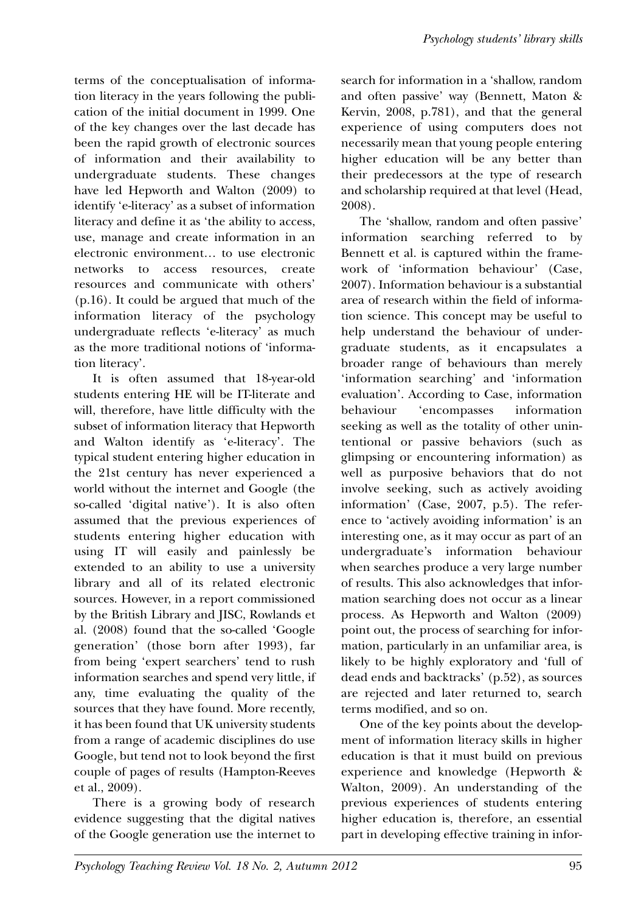terms of the conceptualisation of information literacy in the years following the publication of the initial document in 1999. One of the key changes over the last decade has been the rapid growth of electronic sources of information and their availability to undergraduate students. These changes have led Hepworth and Walton (2009) to identify 'e-literacy' as a subset of information literacy and define it as 'the ability to access, use, manage and create information in an electronic environment… to use electronic networks to access resources, create resources and communicate with others' (p.16). It could be argued that much of the information literacy of the psychology undergraduate reflects 'e-literacy' as much as the more traditional notions of 'information literacy'.

It is often assumed that 18-year-old students entering HE will be IT-literate and will, therefore, have little difficulty with the subset of information literacy that Hepworth and Walton identify as 'e-literacy'. The typical student entering higher education in the 21st century has never experienced a world without the internet and Google (the so-called 'digital native'). It is also often assumed that the previous experiences of students entering higher education with using IT will easily and painlessly be extended to an ability to use a university library and all of its related electronic sources. However, in a report commissioned by the British Library and JISC, Rowlands et al. (2008) found that the so-called 'Google generation' (those born after 1993), far from being 'expert searchers' tend to rush information searches and spend very little, if any, time evaluating the quality of the sources that they have found. More recently, it has been found that UK university students from a range of academic disciplines do use Google, but tend not to look beyond the first couple of pages of results (Hampton-Reeves et al., 2009).

There is a growing body of research evidence suggesting that the digital natives of the Google generation use the internet to search for information in a 'shallow, random and often passive' way (Bennett, Maton & Kervin, 2008, p.781), and that the general experience of using computers does not necessarily mean that young people entering higher education will be any better than their predecessors at the type of research and scholarship required at that level (Head, 2008).

The 'shallow, random and often passive' information searching referred to by Bennett et al. is captured within the framework of 'information behaviour' (Case, 2007). Information behaviour is a substantial area of research within the field of information science. This concept may be useful to help understand the behaviour of undergraduate students, as it encapsulates a broader range of behaviours than merely 'information searching' and 'information evaluation'. According to Case, information behaviour 'encompasses information seeking as well as the totality of other unintentional or passive behaviors (such as glimpsing or encountering information) as well as purposive behaviors that do not involve seeking, such as actively avoiding information' (Case, 2007, p.5). The reference to 'actively avoiding information' is an interesting one, as it may occur as part of an undergraduate's information behaviour when searches produce a very large number of results. This also acknowledges that information searching does not occur as a linear process. As Hepworth and Walton (2009) point out, the process of searching for information, particularly in an unfamiliar area, is likely to be highly exploratory and 'full of dead ends and backtracks' (p.52), as sources are rejected and later returned to, search terms modified, and so on.

One of the key points about the development of information literacy skills in higher education is that it must build on previous experience and knowledge (Hepworth & Walton, 2009). An understanding of the previous experiences of students entering higher education is, therefore, an essential part in developing effective training in infor-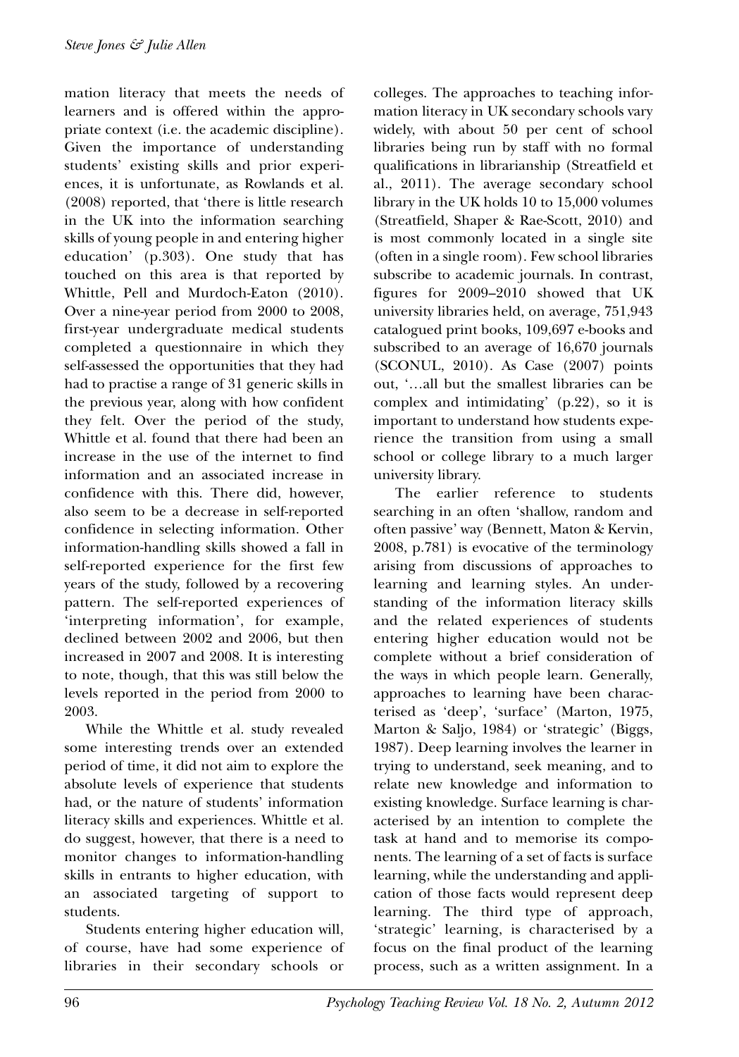mation literacy that meets the needs of learners and is offered within the appropriate context (i.e. the academic discipline). Given the importance of understanding students' existing skills and prior experiences, it is unfortunate, as Rowlands et al. (2008) reported, that 'there is little research in the UK into the information searching skills of young people in and entering higher education' (p.303). One study that has touched on this area is that reported by Whittle, Pell and Murdoch-Eaton (2010). Over a nine-year period from 2000 to 2008, first-year undergraduate medical students completed a questionnaire in which they self-assessed the opportunities that they had had to practise a range of 31 generic skills in the previous year, along with how confident they felt. Over the period of the study, Whittle et al. found that there had been an increase in the use of the internet to find information and an associated increase in confidence with this. There did, however, also seem to be a decrease in self-reported confidence in selecting information. Other information-handling skills showed a fall in self-reported experience for the first few years of the study, followed by a recovering pattern. The self-reported experiences of 'interpreting information', for example, declined between 2002 and 2006, but then increased in 2007 and 2008. It is interesting to note, though, that this was still below the levels reported in the period from 2000 to 2003.

While the Whittle et al. study revealed some interesting trends over an extended period of time, it did not aim to explore the absolute levels of experience that students had, or the nature of students' information literacy skills and experiences. Whittle et al. do suggest, however, that there is a need to monitor changes to information-handling skills in entrants to higher education, with an associated targeting of support to students.

Students entering higher education will, of course, have had some experience of libraries in their secondary schools or colleges. The approaches to teaching information literacy in UK secondary schools vary widely, with about 50 per cent of school libraries being run by staff with no formal qualifications in librarianship (Streatfield et al., 2011). The average secondary school library in the UK holds 10 to 15,000 volumes (Streatfield, Shaper & Rae-Scott, 2010) and is most commonly located in a single site (often in a single room). Few school libraries subscribe to academic journals. In contrast, figures for 2009–2010 showed that UK university libraries held, on average, 751,943 catalogued print books, 109,697 e-books and subscribed to an average of 16,670 journals (SCONUL, 2010). As Case (2007) points out, '…all but the smallest libraries can be complex and intimidating' (p.22), so it is important to understand how students experience the transition from using a small school or college library to a much larger university library.

The earlier reference to students searching in an often 'shallow, random and often passive' way (Bennett, Maton & Kervin, 2008, p.781) is evocative of the terminology arising from discussions of approaches to learning and learning styles. An understanding of the information literacy skills and the related experiences of students entering higher education would not be complete without a brief consideration of the ways in which people learn. Generally, approaches to learning have been characterised as 'deep', 'surface' (Marton, 1975, Marton & Saljo, 1984) or 'strategic' (Biggs, 1987). Deep learning involves the learner in trying to understand, seek meaning, and to relate new knowledge and information to existing knowledge. Surface learning is characterised by an intention to complete the task at hand and to memorise its components. The learning of a set of facts is surface learning, while the understanding and application of those facts would represent deep learning. The third type of approach, 'strategic' learning, is characterised by a focus on the final product of the learning process, such as a written assignment. In a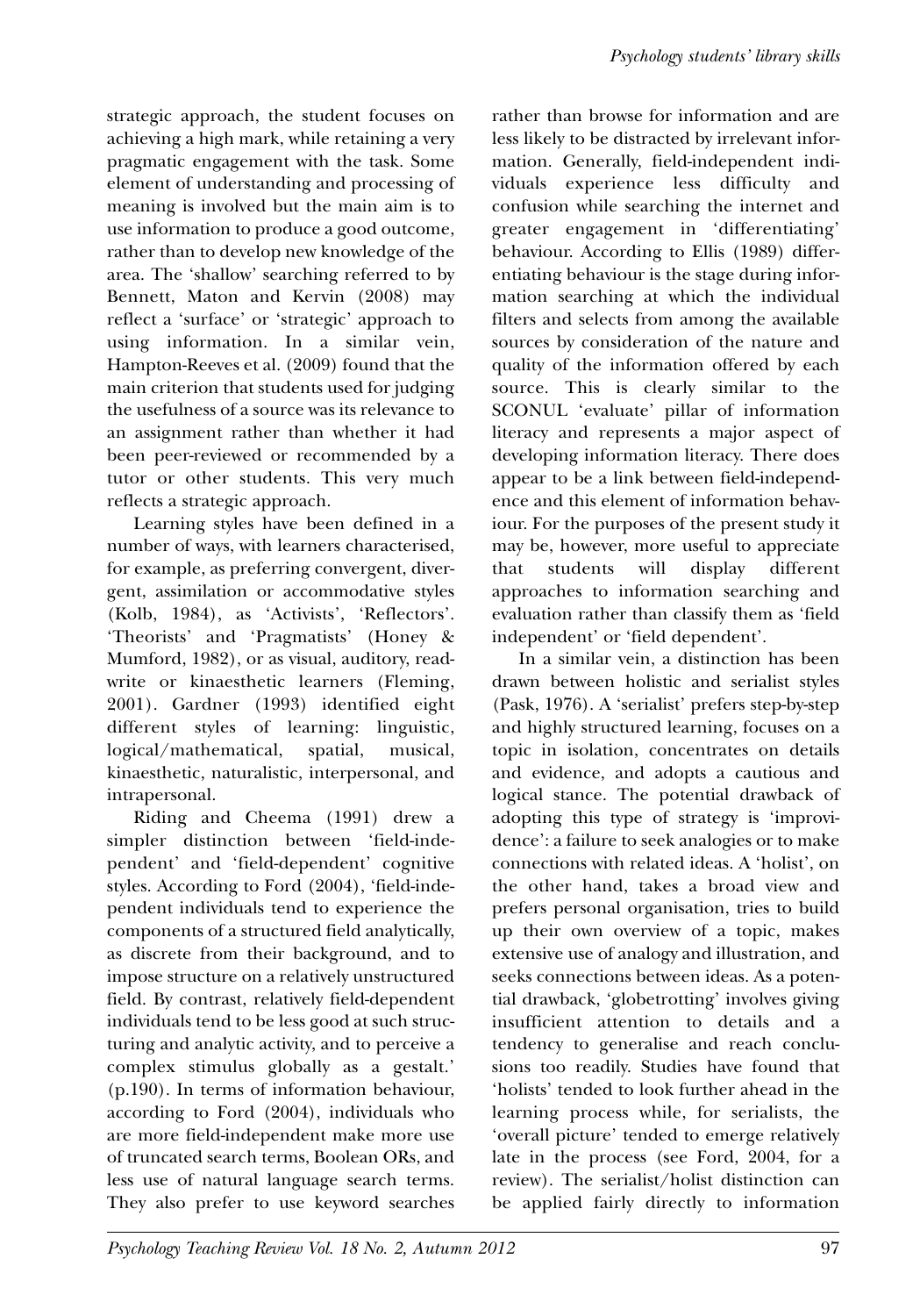strategic approach, the student focuses on achieving a high mark, while retaining a very pragmatic engagement with the task. Some element of understanding and processing of meaning is involved but the main aim is to use information to produce a good outcome, rather than to develop new knowledge of the area. The 'shallow' searching referred to by Bennett, Maton and Kervin (2008) may reflect a 'surface' or 'strategic' approach to using information. In a similar vein, Hampton-Reeves et al. (2009) found that the main criterion that students used for judging the usefulness of a source was its relevance to an assignment rather than whether it had been peer-reviewed or recommended by a tutor or other students. This very much reflects a strategic approach.

Learning styles have been defined in a number of ways, with learners characterised, for example, as preferring convergent, divergent, assimilation or accommodative styles (Kolb, 1984), as 'Activists', 'Reflectors'. 'Theorists' and 'Pragmatists' (Honey & Mumford, 1982), or as visual, auditory, read-write or kinaesthetic learners (Fleming, 2001). Gardner (1993) identified eight different styles of learning: linguistic, logical/mathematical, spatial, musical, kinaesthetic, naturalistic, interpersonal, and intrapersonal.

Riding and Cheema (1991) drew a simpler distinction between 'field-independent' and 'field-dependent' cognitive styles. According to Ford (2004), 'field-independent individuals tend to experience the components of a structured field analytically, as discrete from their background, and to impose structure on a relatively unstructured field. By contrast, relatively field-dependent individuals tend to be less good at such structuring and analytic activity, and to perceive a complex stimulus globally as a gestalt.' (p.190). In terms of information behaviour, according to Ford (2004), individuals who are more field-independent make more use of truncated search terms, Boolean ORs, and less use of natural language search terms. They also prefer to use keyword searches rather than browse for information and are less likely to be distracted by irrelevant information. Generally, field-independent individuals experience less difficulty and confusion while searching the internet and greater engagement in 'differentiating' behaviour. According to Ellis (1989) differentiating behaviour is the stage during information searching at which the individual filters and selects from among the available sources by consideration of the nature and quality of the information offered by each source. This is clearly similar to the SCONUL 'evaluate' pillar of information literacy and represents a major aspect of developing information literacy. There does appear to be a link between field-independence and this element of information behaviour. For the purposes of the present study it may be, however, more useful to appreciate that students will display different approaches to information searching and evaluation rather than classify them as 'field independent' or 'field dependent'.

In a similar vein, a distinction has been drawn between holistic and serialist styles (Pask, 1976). A 'serialist' prefers step-by-step and highly structured learning, focuses on a topic in isolation, concentrates on details and evidence, and adopts a cautious and logical stance. The potential drawback of adopting this type of strategy is 'improvidence': a failure to seek analogies or to make connections with related ideas. A 'holist', on the other hand, takes a broad view and prefers personal organisation, tries to build up their own overview of a topic, makes extensive use of analogy and illustration, and seeks connections between ideas. As a potential drawback, 'globetrotting' involves giving insufficient attention to details and a tendency to generalise and reach conclusions too readily. Studies have found that 'holists' tended to look further ahead in the learning process while, for serialists, the 'overall picture' tended to emerge relatively late in the process (see Ford, 2004, for a review). The serialist/holist distinction can be applied fairly directly to information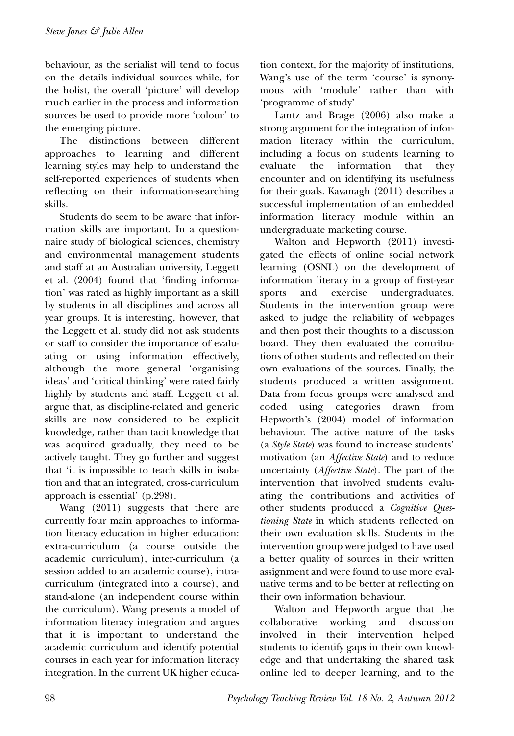behaviour, as the serialist will tend to focus on the details individual sources while, for the holist, the overall 'picture' will develop much earlier in the process and information sources be used to provide more 'colour' to the emerging picture.

The distinctions between different approaches to learning and different learning styles may help to understand the self-reported experiences of students when reflecting on their information-searching skills.

Students do seem to be aware that information skills are important. In a questionnaire study of biological sciences, chemistry and environmental management students and staff at an Australian university, Leggett et al. (2004) found that 'finding information' was rated as highly important as a skill by students in all disciplines and across all year groups. It is interesting, however, that the Leggett et al. study did not ask students or staff to consider the importance of evaluating or using information effectively, although the more general 'organising ideas' and 'critical thinking' were rated fairly highly by students and staff. Leggett et al. argue that, as discipline-related and generic skills are now considered to be explicit knowledge, rather than tacit knowledge that was acquired gradually, they need to be actively taught. They go further and suggest that 'it is impossible to teach skills in isolation and that an integrated, cross-curriculum approach is essential' (p.298).

Wang (2011) suggests that there are currently four main approaches to information literacy education in higher education: extra-curriculum (a course outside the academic curriculum), inter-curriculum (a session added to an academic course), intra-curriculum (integrated into a course), and stand-alone (an independent course within the curriculum). Wang presents a model of information literacy integration and argues that it is important to understand the academic curriculum and identify potential courses in each year for information literacy integration. In the current UK higher education context, for the majority of institutions, Wang's use of the term 'course' is synonymous with 'module' rather than with 'programme of study'.

Lantz and Brage (2006) also make a strong argument for the integration of information literacy within the curriculum, including a focus on students learning to evaluate the information that they encounter and on identifying its usefulness for their goals. Kavanagh (2011) describes a successful implementation of an embedded information literacy module within an undergraduate marketing course.

Walton and Hepworth (2011) investigated the effects of online social network learning (OSNL) on the development of information literacy in a group of first-year sports and exercise undergraduates. Students in the intervention group were asked to judge the reliability of webpages and then post their thoughts to a discussion board. They then evaluated the contributions of other students and reflected on their own evaluations of the sources. Finally, the students produced a written assignment. Data from focus groups were analysed and coded using categories drawn from Hepworth's (2004) model of information behaviour. The active nature of the tasks (a *Style State*) was found to increase students' motivation (an *Affective State*) and to reduce uncertainty (*Affective State*). The part of the intervention that involved students evaluating the contributions and activities of other students produced a *Cognitive Questioning State* in which students reflected on their own evaluation skills. Students in the intervention group were judged to have used a better quality of sources in their written assignment and were found to use more evaluative terms and to be better at reflecting on their own information behaviour.

Walton and Hepworth argue that the collaborative working and discussion involved in their intervention helped students to identify gaps in their own knowledge and that undertaking the shared task online led to deeper learning, and to the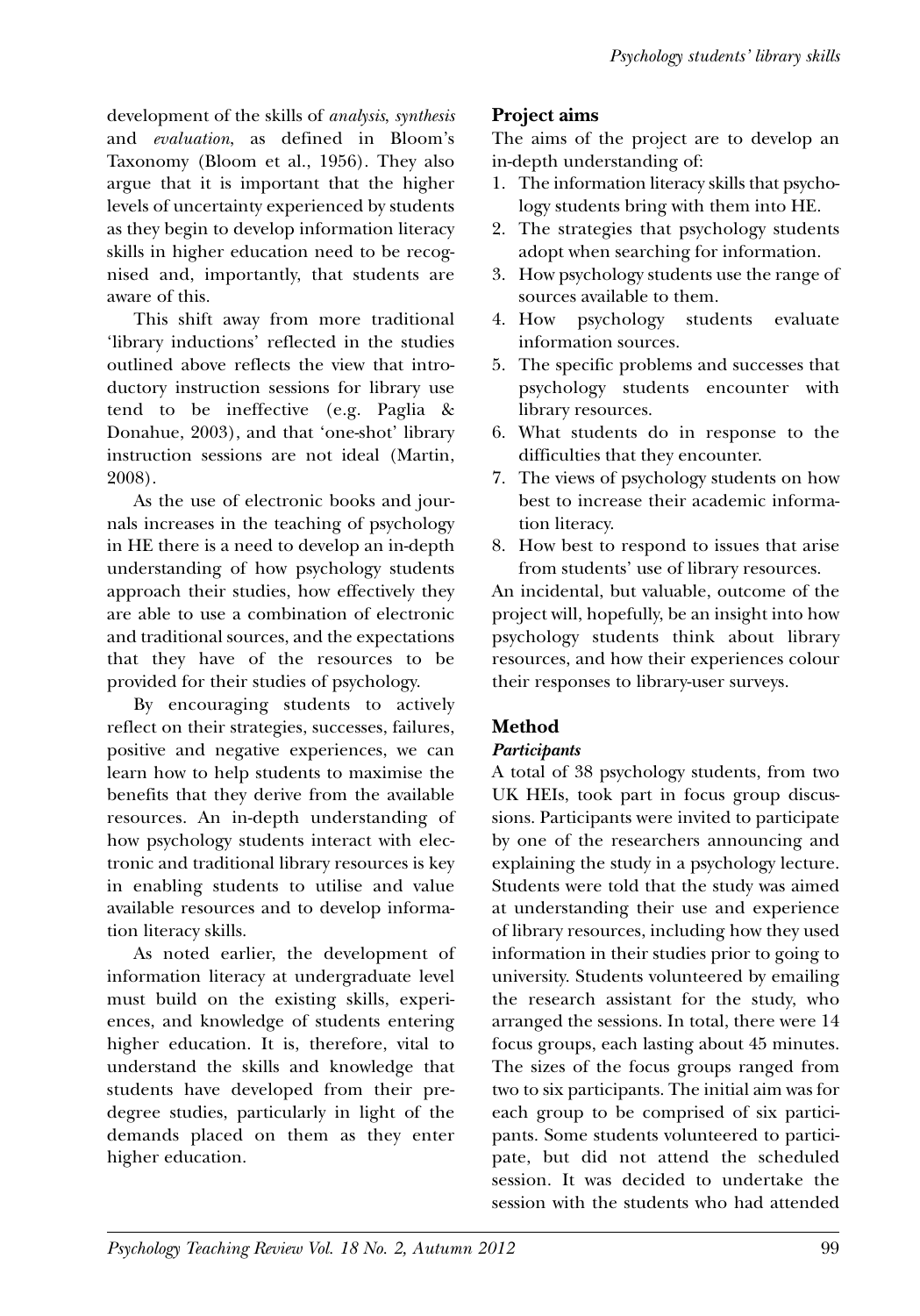development of the skills of *analysis*, *synthesis* and *evaluation*, as defined in Bloom's Taxonomy (Bloom et al., 1956). They also argue that it is important that the higher levels of uncertainty experienced by students as they begin to develop information literacy skills in higher education need to be recognised and, importantly, that students are aware of this.

This shift away from more traditional 'library inductions' reflected in the studies outlined above reflects the view that introductory instruction sessions for library use tend to be ineffective (e.g. Paglia & Donahue, 2003), and that 'one-shot' library instruction sessions are not ideal (Martin, 2008).

As the use of electronic books and journals increases in the teaching of psychology in HE there is a need to develop an in-depth understanding of how psychology students approach their studies, how effectively they are able to use a combination of electronic and traditional sources, and the expectations that they have of the resources to be provided for their studies of psychology.

By encouraging students to actively reflect on their strategies, successes, failures, positive and negative experiences, we can learn how to help students to maximise the benefits that they derive from the available resources. An in-depth understanding of how psychology students interact with electronic and traditional library resources is key in enabling students to utilise and value available resources and to develop information literacy skills.

As noted earlier, the development of information literacy at undergraduate level must build on the existing skills, experiences, and knowledge of students entering higher education. It is, therefore, vital to understand the skills and knowledge that students have developed from their pre-degree studies, particularly in light of the demands placed on them as they enter higher education.

## Project aims

The aims of the project are to develop an in-depth understanding of:

1. The information literacy skills that psychology students bring with them into HE.
2. The strategies that psychology students adopt when searching for information.
3. How psychology students use the range of sources available to them.
4. How psychology students evaluate information sources.
5. The specific problems and successes that psychology students encounter with library resources.
6. What students do in response to the difficulties that they encounter.
7. The views of psychology students on how best to increase their academic information literacy.
8. How best to respond to issues that arise from students' use of library resources.

An incidental, but valuable, outcome of the project will, hopefully, be an insight into how psychology students think about library resources, and how their experiences colour their responses to library-user surveys.

## Method

### *Participants*

A total of 38 psychology students, from two UK HEIs, took part in focus group discussions. Participants were invited to participate by one of the researchers announcing and explaining the study in a psychology lecture. Students were told that the study was aimed at understanding their use and experience of library resources, including how they used information in their studies prior to going to university. Students volunteered by emailing the research assistant for the study, who arranged the sessions. In total, there were 14 focus groups, each lasting about 45 minutes. The sizes of the focus groups ranged from two to six participants. The initial aim was for each group to be comprised of six participants. Some students volunteered to participate, but did not attend the scheduled session. It was decided to undertake the session with the students who had attended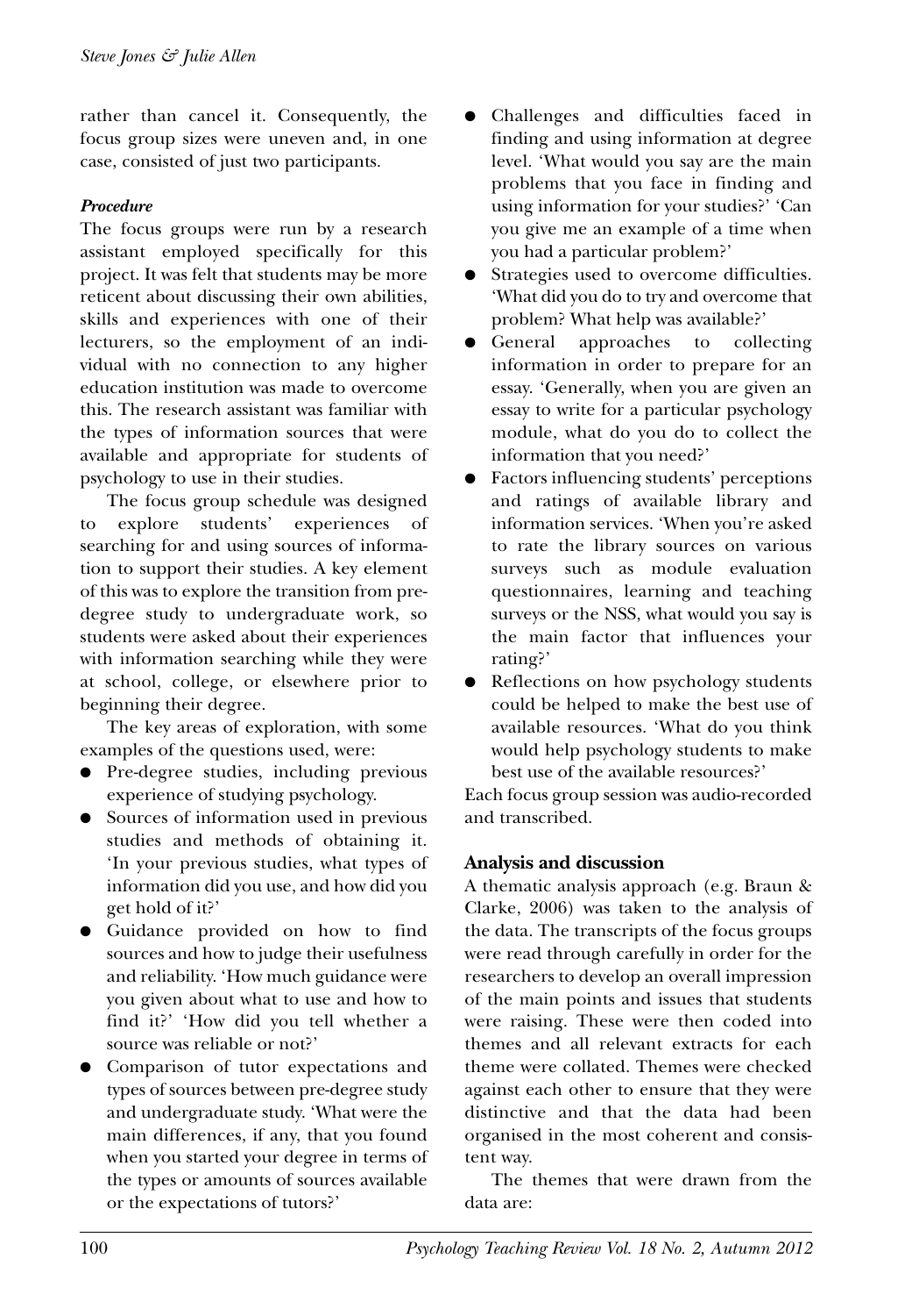rather than cancel it. Consequently, the focus group sizes were uneven and, in one case, consisted of just two participants.

### *Procedure*

The focus groups were run by a research assistant employed specifically for this project. It was felt that students may be more reticent about discussing their own abilities, skills and experiences with one of their lecturers, so the employment of an individual with no connection to any higher education institution was made to overcome this. The research assistant was familiar with the types of information sources that were available and appropriate for students of psychology to use in their studies.

The focus group schedule was designed to explore students' experiences of searching for and using sources of information to support their studies. A key element of this was to explore the transition from pre-degree study to undergraduate work, so students were asked about their experiences with information searching while they were at school, college, or elsewhere prior to beginning their degree.

The key areas of exploration, with some examples of the questions used, were:

- Pre-degree studies, including previous experience of studying psychology.
- Sources of information used in previous studies and methods of obtaining it. 'In your previous studies, what types of information did you use, and how did you get hold of it?'
- Guidance provided on how to find sources and how to judge their usefulness and reliability. 'How much guidance were you given about what to use and how to find it?' 'How did you tell whether a source was reliable or not?'
- Comparison of tutor expectations and types of sources between pre-degree study and undergraduate study. 'What were the main differences, if any, that you found when you started your degree in terms of the types or amounts of sources available or the expectations of tutors?'
- Challenges and difficulties faced in finding and using information at degree level. 'What would you say are the main problems that you face in finding and using information for your studies?' 'Can you give me an example of a time when you had a particular problem?'
- Strategies used to overcome difficulties. 'What did you do to try and overcome that problem? What help was available?'
- General approaches to collecting information in order to prepare for an essay. 'Generally, when you are given an essay to write for a particular psychology module, what do you do to collect the information that you need?'
- Factors influencing students' perceptions and ratings of available library and information services. 'When you're asked to rate the library sources on various surveys such as module evaluation questionnaires, learning and teaching surveys or the NSS, what would you say is the main factor that influences your rating?'
- Reflections on how psychology students could be helped to make the best use of available resources. 'What do you think would help psychology students to make best use of the available resources?'

Each focus group session was audio-recorded and transcribed.

## Analysis and discussion

A thematic analysis approach (e.g. Braun & Clarke, 2006) was taken to the analysis of the data. The transcripts of the focus groups were read through carefully in order for the researchers to develop an overall impression of the main points and issues that students were raising. These were then coded into themes and all relevant extracts for each theme were collated. Themes were checked against each other to ensure that they were distinctive and that the data had been organised in the most coherent and consistent way.

The themes that were drawn from the data are: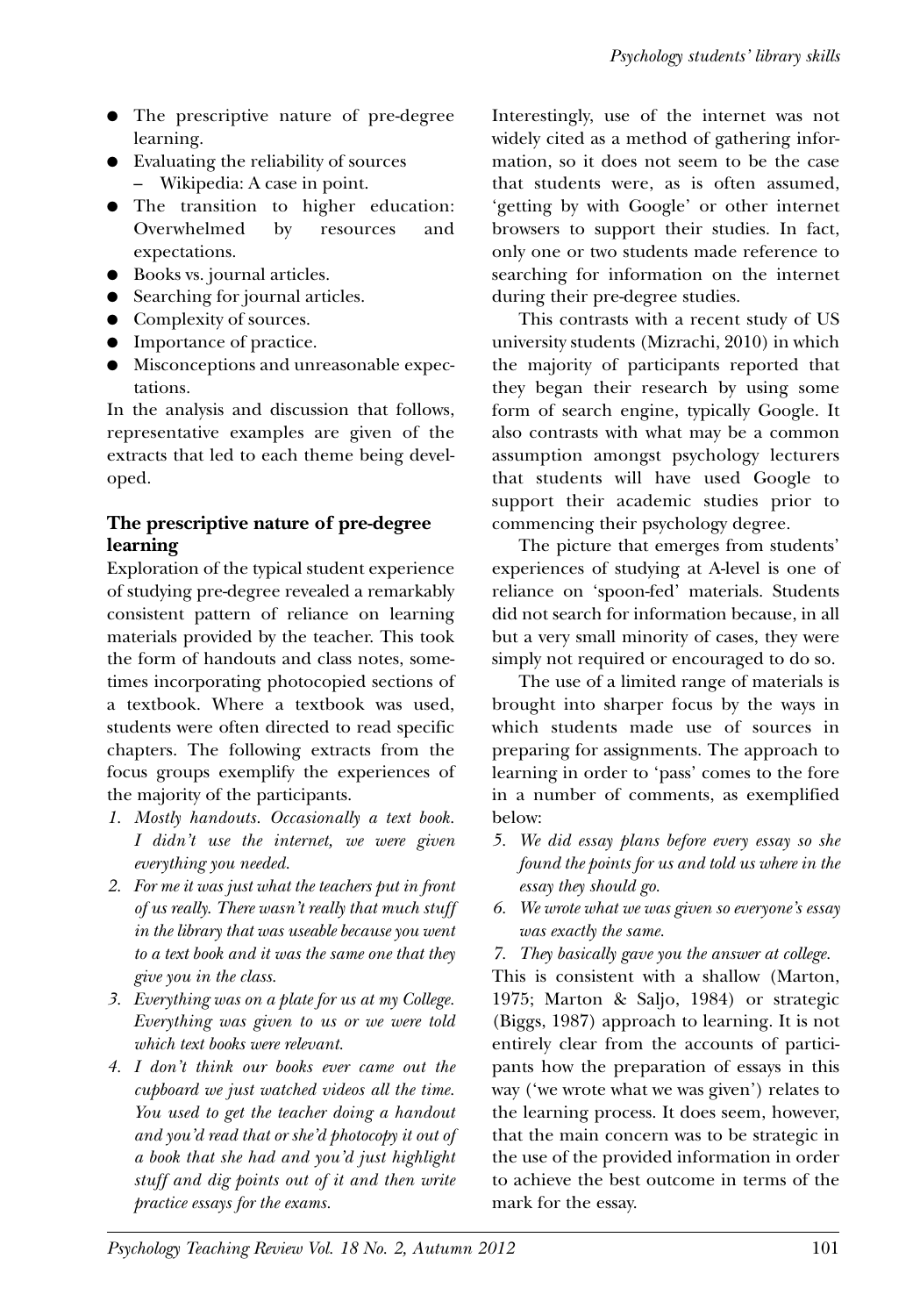- The prescriptive nature of pre-degree learning.
- Evaluating the reliability of sources
  - Wikipedia: A case in point.
- The transition to higher education: Overwhelmed by resources and expectations.
- Books vs. journal articles.
- Searching for journal articles.
- Complexity of sources.
- Importance of practice.
- Misconceptions and unreasonable expectations.

In the analysis and discussion that follows, representative examples are given of the extracts that led to each theme being developed.

### The prescriptive nature of pre-degree learning

Exploration of the typical student experience of studying pre-degree revealed a remarkably consistent pattern of reliance on learning materials provided by the teacher. This took the form of handouts and class notes, sometimes incorporating photocopied sections of a textbook. Where a textbook was used, students were often directed to read specific chapters. The following extracts from the focus groups exemplify the experiences of the majority of the participants.

1. *Mostly handouts. Occasionally a text book. I didn't use the internet, we were given everything you needed.*
2. *For me it was just what the teachers put in front of us really. There wasn't really that much stuff in the library that was useable because you went to a text book and it was the same one that they give you in the class.*
3. *Everything was on a plate for us at my College. Everything was given to us or we were told which text books were relevant.*
4. *I don't think our books ever came out the cupboard we just watched videos all the time. You used to get the teacher doing a handout and you'd read that or she'd photocopy it out of a book that she had and you'd just highlight stuff and dig points out of it and then write practice essays for the exams.*

Interestingly, use of the internet was not widely cited as a method of gathering information, so it does not seem to be the case that students were, as is often assumed, 'getting by with Google' or other internet browsers to support their studies. In fact, only one or two students made reference to searching for information on the internet during their pre-degree studies.

This contrasts with a recent study of US university students (Mizrachi, 2010) in which the majority of participants reported that they began their research by using some form of search engine, typically Google. It also contrasts with what may be a common assumption amongst psychology lecturers that students will have used Google to support their academic studies prior to commencing their psychology degree.

The picture that emerges from students' experiences of studying at A-level is one of reliance on 'spoon-fed' materials. Students did not search for information because, in all but a very small minority of cases, they were simply not required or encouraged to do so.

The use of a limited range of materials is brought into sharper focus by the ways in which students made use of sources in preparing for assignments. The approach to learning in order to 'pass' comes to the fore in a number of comments, as exemplified below:

5. *We did essay plans before every essay so she found the points for us and told us where in the essay they should go.*
6. *We wrote what we was given so everyone's essay was exactly the same.*
7. *They basically gave you the answer at college.*

This is consistent with a shallow (Marton, 1975; Marton & Saljo, 1984) or strategic (Biggs, 1987) approach to learning. It is not entirely clear from the accounts of participants how the preparation of essays in this way ('we wrote what we was given') relates to the learning process. It does seem, however, that the main concern was to be strategic in the use of the provided information in order to achieve the best outcome in terms of the mark for the essay.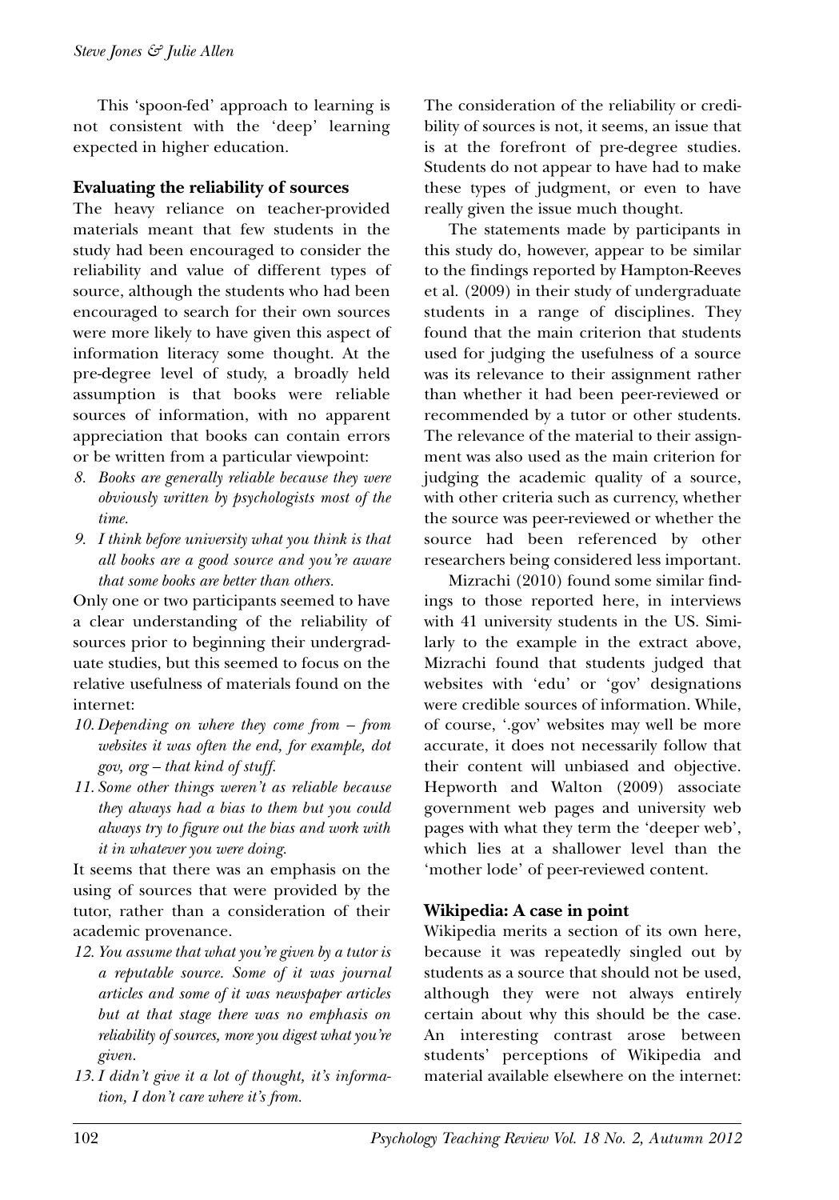This 'spoon-fed' approach to learning is not consistent with the 'deep' learning expected in higher education.

### Evaluating the reliability of sources

The heavy reliance on teacher-provided materials meant that few students in the study had been encouraged to consider the reliability and value of different types of source, although the students who had been encouraged to search for their own sources were more likely to have given this aspect of information literacy some thought. At the pre-degree level of study, a broadly held assumption is that books were reliable sources of information, with no apparent appreciation that books can contain errors or be written from a particular viewpoint:

8. *Books are generally reliable because they were obviously written by psychologists most of the time.*
9. *I think before university what you think is that all books are a good source and you're aware that some books are better than others.*

Only one or two participants seemed to have a clear understanding of the reliability of sources prior to beginning their undergraduate studies, but this seemed to focus on the relative usefulness of materials found on the internet:

10. *Depending on where they come from – from websites it was often the end, for example, dot gov, org – that kind of stuff.*
11. *Some other things weren't as reliable because they always had a bias to them but you could always try to figure out the bias and work with it in whatever you were doing.*

It seems that there was an emphasis on the using of sources that were provided by the tutor, rather than a consideration of their academic provenance.

12. *You assume that what you're given by a tutor is a reputable source. Some of it was journal articles and some of it was newspaper articles but at that stage there was no emphasis on reliability of sources, more you digest what you're given.*
13. *I didn't give it a lot of thought, it's information, I don't care where it's from.*

The consideration of the reliability or credibility of sources is not, it seems, an issue that is at the forefront of pre-degree studies. Students do not appear to have had to make these types of judgment, or even to have really given the issue much thought.

The statements made by participants in this study do, however, appear to be similar to the findings reported by Hampton-Reeves et al. (2009) in their study of undergraduate students in a range of disciplines. They found that the main criterion that students used for judging the usefulness of a source was its relevance to their assignment rather than whether it had been peer-reviewed or recommended by a tutor or other students. The relevance of the material to their assignment was also used as the main criterion for judging the academic quality of a source, with other criteria such as currency, whether the source was peer-reviewed or whether the source had been referenced by other researchers being considered less important.

Mizrachi (2010) found some similar findings to those reported here, in interviews with 41 university students in the US. Similarly to the example in the extract above, Mizrachi found that students judged that websites with 'edu' or 'gov' designations were credible sources of information. While, of course, '.gov' websites may well be more accurate, it does not necessarily follow that their content will unbiased and objective. Hepworth and Walton (2009) associate government web pages and university web pages with what they term the 'deeper web', which lies at a shallower level than the 'mother lode' of peer-reviewed content.

### Wikipedia: A case in point

Wikipedia merits a section of its own here, because it was repeatedly singled out by students as a source that should not be used, although they were not always entirely certain about why this should be the case. An interesting contrast arose between students' perceptions of Wikipedia and material available elsewhere on the internet: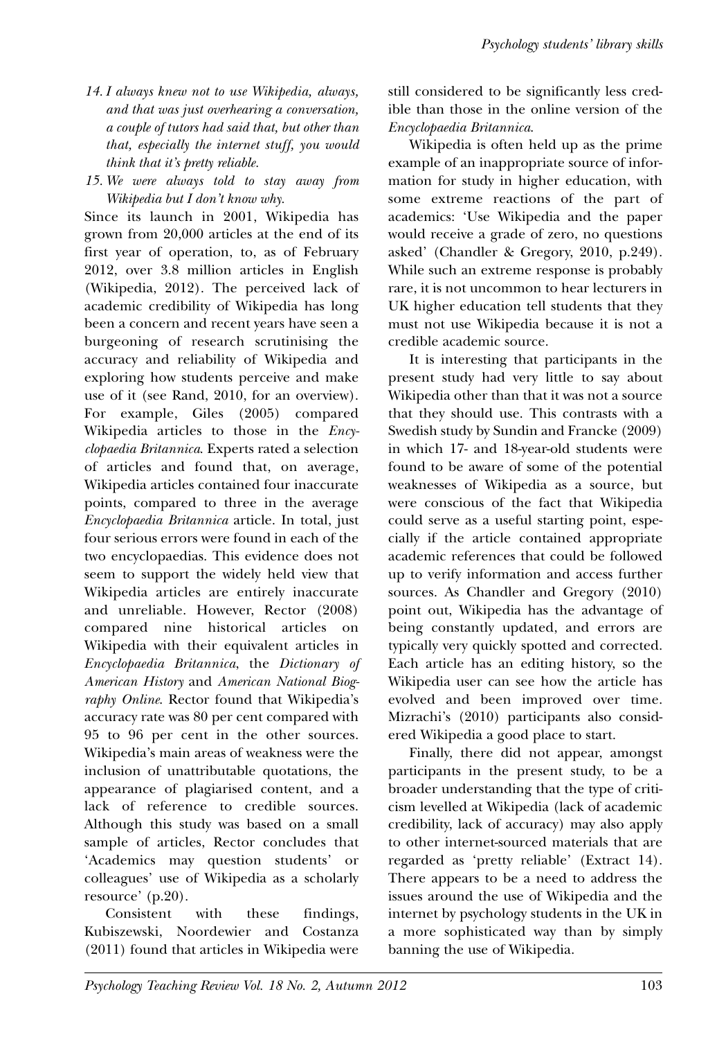14. *I always knew not to use Wikipedia, always, and that was just overhearing a conversation, a couple of tutors had said that, but other than that, especially the internet stuff, you would think that it's pretty reliable.*

15. *We were always told to stay away from Wikipedia but I don't know why.*

Since its launch in 2001, Wikipedia has grown from 20,000 articles at the end of its first year of operation, to, as of February 2012, over 3.8 million articles in English (Wikipedia, 2012). The perceived lack of academic credibility of Wikipedia has long been a concern and recent years have seen a burgeoning of research scrutinising the accuracy and reliability of Wikipedia and exploring how students perceive and make use of it (see Rand, 2010, for an overview). For example, Giles (2005) compared Wikipedia articles to those in the *Encyclopaedia Britannica*. Experts rated a selection of articles and found that, on average, Wikipedia articles contained four inaccurate points, compared to three in the average *Encyclopaedia Britannica* article. In total, just four serious errors were found in each of the two encyclopaedias. This evidence does not seem to support the widely held view that Wikipedia articles are entirely inaccurate and unreliable. However, Rector (2008) compared nine historical articles on Wikipedia with their equivalent articles in *Encyclopaedia Britannica*, the *Dictionary of American History* and *American National Biography Online*. Rector found that Wikipedia's accuracy rate was 80 per cent compared with 95 to 96 per cent in the other sources. Wikipedia's main areas of weakness were the inclusion of unattributable quotations, the appearance of plagiarised content, and a lack of reference to credible sources. Although this study was based on a small sample of articles, Rector concludes that 'Academics may question students' or colleagues' use of Wikipedia as a scholarly resource' (p.20).

Consistent with these findings, Kubiszewski, Noordewier and Costanza (2011) found that articles in Wikipedia were still considered to be significantly less credible than those in the online version of the *Encyclopaedia Britannica*.

Wikipedia is often held up as the prime example of an inappropriate source of information for study in higher education, with some extreme reactions of the part of academics: 'Use Wikipedia and the paper would receive a grade of zero, no questions asked' (Chandler & Gregory, 2010, p.249). While such an extreme response is probably rare, it is not uncommon to hear lecturers in UK higher education tell students that they must not use Wikipedia because it is not a credible academic source.

It is interesting that participants in the present study had very little to say about Wikipedia other than that it was not a source that they should use. This contrasts with a Swedish study by Sundin and Francke (2009) in which 17- and 18-year-old students were found to be aware of some of the potential weaknesses of Wikipedia as a source, but were conscious of the fact that Wikipedia could serve as a useful starting point, especially if the article contained appropriate academic references that could be followed up to verify information and access further sources. As Chandler and Gregory (2010) point out, Wikipedia has the advantage of being constantly updated, and errors are typically very quickly spotted and corrected. Each article has an editing history, so the Wikipedia user can see how the article has evolved and been improved over time. Mizrachi's (2010) participants also considered Wikipedia a good place to start.

Finally, there did not appear, amongst participants in the present study, to be a broader understanding that the type of criticism levelled at Wikipedia (lack of academic credibility, lack of accuracy) may also apply to other internet-sourced materials that are regarded as 'pretty reliable' (Extract 14). There appears to be a need to address the issues around the use of Wikipedia and the internet by psychology students in the UK in a more sophisticated way than by simply banning the use of Wikipedia.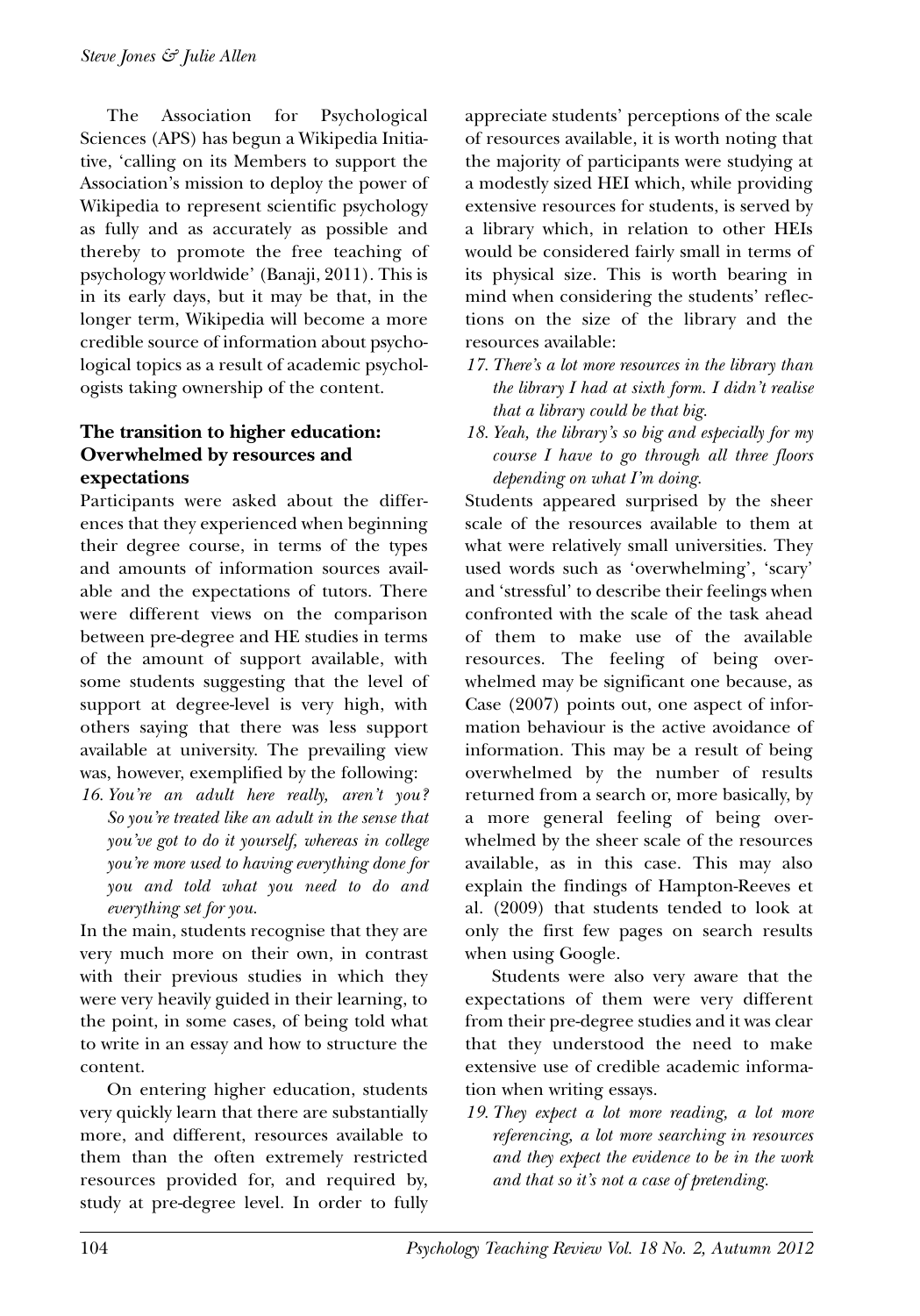The Association for Psychological Sciences (APS) has begun a Wikipedia Initiative, 'calling on its Members to support the Association's mission to deploy the power of Wikipedia to represent scientific psychology as fully and as accurately as possible and thereby to promote the free teaching of psychology worldwide' (Banaji, 2011). This is in its early days, but it may be that, in the longer term, Wikipedia will become a more credible source of information about psychological topics as a result of academic psychologists taking ownership of the content.

## The transition to higher education: Overwhelmed by resources and expectations

Participants were asked about the differences that they experienced when beginning their degree course, in terms of the types and amounts of information sources available and the expectations of tutors. There were different views on the comparison between pre-degree and HE studies in terms of the amount of support available, with some students suggesting that the level of support at degree-level is very high, with others saying that there was less support available at university. The prevailing view was, however, exemplified by the following:

16. *You're an adult here really, aren't you? So you're treated like an adult in the sense that you've got to do it yourself, whereas in college you're more used to having everything done for you and told what you need to do and everything set for you.*

In the main, students recognise that they are very much more on their own, in contrast with their previous studies in which they were very heavily guided in their learning, to the point, in some cases, of being told what to write in an essay and how to structure the content.

On entering higher education, students very quickly learn that there are substantially more, and different, resources available to them than the often extremely restricted resources provided for, and required by, study at pre-degree level. In order to fully appreciate students' perceptions of the scale of resources available, it is worth noting that the majority of participants were studying at a modestly sized HEI which, while providing extensive resources for students, is served by a library which, in relation to other HEIs would be considered fairly small in terms of its physical size. This is worth bearing in mind when considering the students' reflections on the size of the library and the resources available:

17. *There's a lot more resources in the library than the library I had at sixth form. I didn't realise that a library could be that big.*
18. *Yeah, the library's so big and especially for my course I have to go through all three floors depending on what I'm doing.*

Students appeared surprised by the sheer scale of the resources available to them at what were relatively small universities. They used words such as 'overwhelming', 'scary' and 'stressful' to describe their feelings when confronted with the scale of the task ahead of them to make use of the available resources. The feeling of being overwhelmed may be significant one because, as Case (2007) points out, one aspect of information behaviour is the active avoidance of information. This may be a result of being overwhelmed by the number of results returned from a search or, more basically, by a more general feeling of being overwhelmed by the sheer scale of the resources available, as in this case. This may also explain the findings of Hampton-Reeves et al. (2009) that students tended to look at only the first few pages on search results when using Google.

Students were also very aware that the expectations of them were very different from their pre-degree studies and it was clear that they understood the need to make extensive use of credible academic information when writing essays.

19. *They expect a lot more reading, a lot more referencing, a lot more searching in resources and they expect the evidence to be in the work and that so it's not a case of pretending.*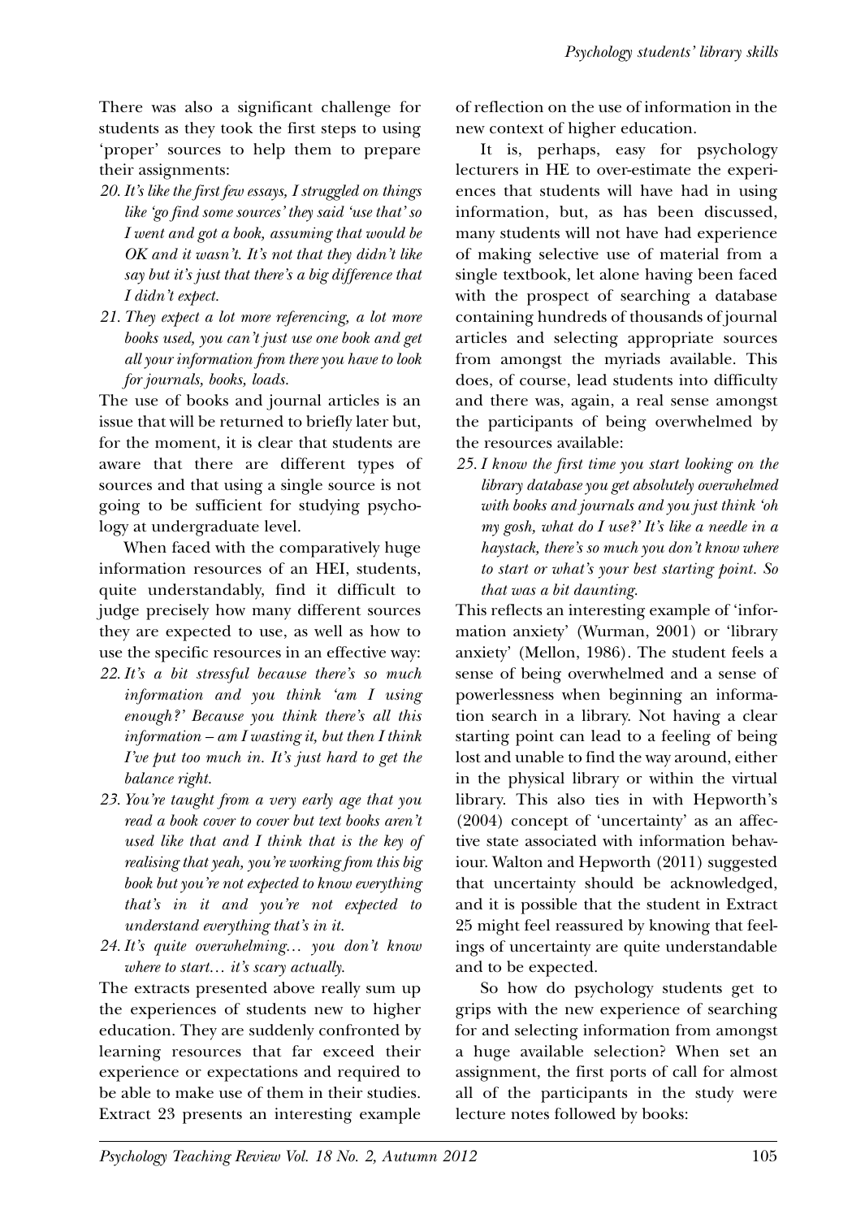There was also a significant challenge for students as they took the first steps to using 'proper' sources to help them to prepare their assignments:

20. *It's like the first few essays, I struggled on things like 'go find some sources' they said 'use that' so I went and got a book, assuming that would be OK and it wasn't. It's not that they didn't like say but it's just that there's a big difference that I didn't expect.*
21. *They expect a lot more referencing, a lot more books used, you can't just use one book and get all your information from there you have to look for journals, books, loads.*

The use of books and journal articles is an issue that will be returned to briefly later but, for the moment, it is clear that students are aware that there are different types of sources and that using a single source is not going to be sufficient for studying psychology at undergraduate level.

When faced with the comparatively huge information resources of an HEI, students, quite understandably, find it difficult to judge precisely how many different sources they are expected to use, as well as how to use the specific resources in an effective way:

22. *It's a bit stressful because there's so much information and you think 'am I using enough?' Because you think there's all this information – am I wasting it, but then I think I've put too much in. It's just hard to get the balance right.*
23. *You're taught from a very early age that you read a book cover to cover but text books aren't used like that and I think that is the key of realising that yeah, you're working from this big book but you're not expected to know everything that's in it and you're not expected to understand everything that's in it.*
24. *It's quite overwhelming… you don't know where to start… it's scary actually.*

The extracts presented above really sum up the experiences of students new to higher education. They are suddenly confronted by learning resources that far exceed their experience or expectations and required to be able to make use of them in their studies. Extract 23 presents an interesting example of reflection on the use of information in the new context of higher education.

It is, perhaps, easy for psychology lecturers in HE to over-estimate the experiences that students will have had in using information, but, as has been discussed, many students will not have had experience of making selective use of material from a single textbook, let alone having been faced with the prospect of searching a database containing hundreds of thousands of journal articles and selecting appropriate sources from amongst the myriads available. This does, of course, lead students into difficulty and there was, again, a real sense amongst the participants of being overwhelmed by the resources available:

25. *I know the first time you start looking on the library database you get absolutely overwhelmed with books and journals and you just think 'oh my gosh, what do I use?' It's like a needle in a haystack, there's so much you don't know where to start or what's your best starting point. So that was a bit daunting.*

This reflects an interesting example of 'information anxiety' (Wurman, 2001) or 'library anxiety' (Mellon, 1986). The student feels a sense of being overwhelmed and a sense of powerlessness when beginning an information search in a library. Not having a clear starting point can lead to a feeling of being lost and unable to find the way around, either in the physical library or within the virtual library. This also ties in with Hepworth's (2004) concept of 'uncertainty' as an affective state associated with information behaviour. Walton and Hepworth (2011) suggested that uncertainty should be acknowledged, and it is possible that the student in Extract 25 might feel reassured by knowing that feelings of uncertainty are quite understandable and to be expected.

So how do psychology students get to grips with the new experience of searching for and selecting information from amongst a huge available selection? When set an assignment, the first ports of call for almost all of the participants in the study were lecture notes followed by books: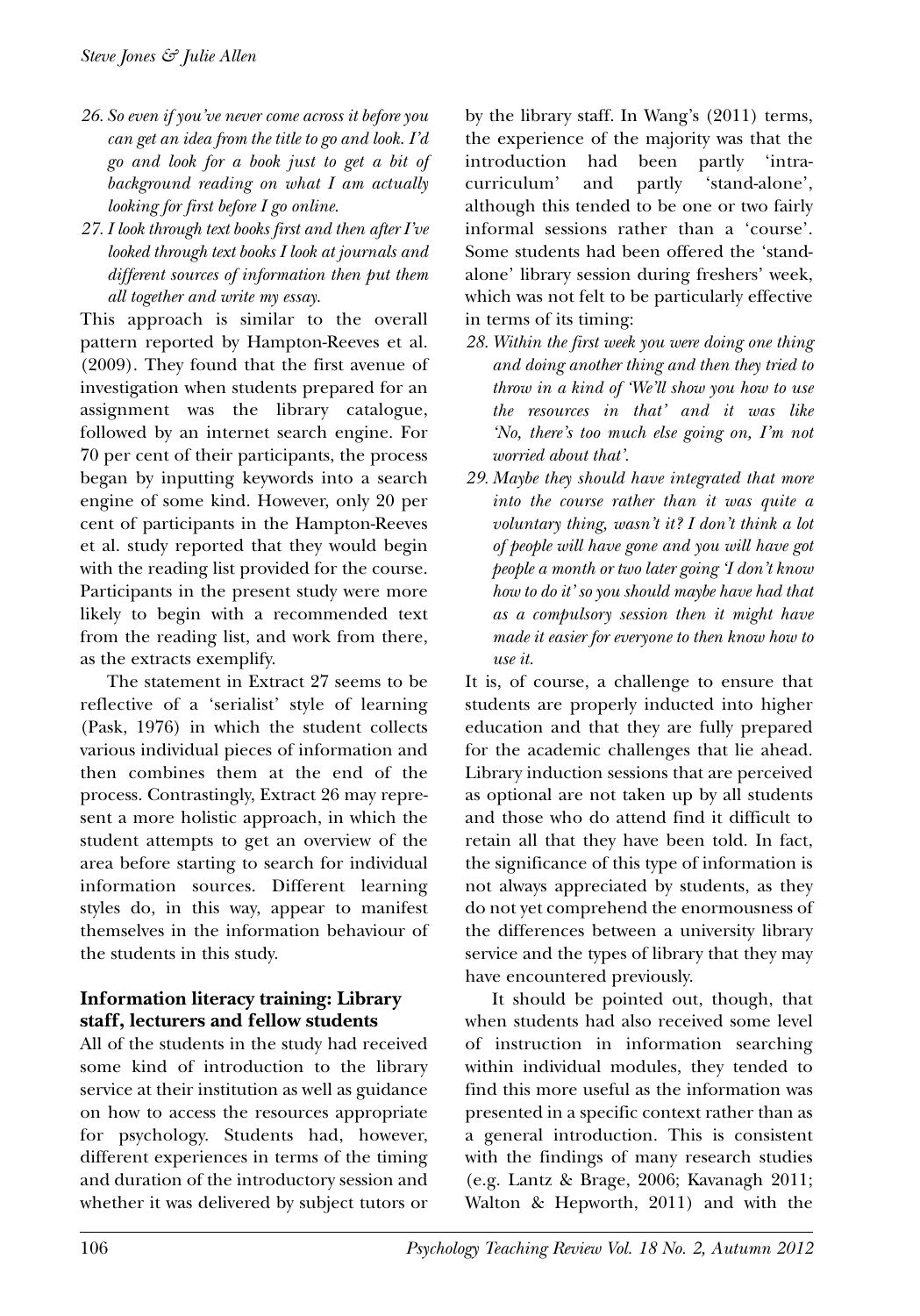*26. So even if you've never come across it before you can get an idea from the title to go and look. I'd go and look for a book just to get a bit of background reading on what I am actually looking for first before I go online.*

*27. I look through text books first and then after I've looked through text books I look at journals and different sources of information then put them all together and write my essay.*

This approach is similar to the overall pattern reported by Hampton-Reeves et al. (2009). They found that the first avenue of investigation when students prepared for an assignment was the library catalogue, followed by an internet search engine. For 70 per cent of their participants, the process began by inputting keywords into a search engine of some kind. However, only 20 per cent of participants in the Hampton-Reeves et al. study reported that they would begin with the reading list provided for the course. Participants in the present study were more likely to begin with a recommended text from the reading list, and work from there, as the extracts exemplify.

The statement in Extract 27 seems to be reflective of a 'serialist' style of learning (Pask, 1976) in which the student collects various individual pieces of information and then combines them at the end of the process. Contrastingly, Extract 26 may represent a more holistic approach, in which the student attempts to get an overview of the area before starting to search for individual information sources. Different learning styles do, in this way, appear to manifest themselves in the information behaviour of the students in this study.

## Information literacy training: Library staff, lecturers and fellow students

All of the students in the study had received some kind of introduction to the library service at their institution as well as guidance on how to access the resources appropriate for psychology. Students had, however, different experiences in terms of the timing and duration of the introductory session and whether it was delivered by subject tutors or by the library staff. In Wang's (2011) terms, the experience of the majority was that the introduction had been partly 'intra-curriculum' and partly 'stand-alone', although this tended to be one or two fairly informal sessions rather than a 'course'. Some students had been offered the 'stand-alone' library session during freshers' week, which was not felt to be particularly effective in terms of its timing:

*28. Within the first week you were doing one thing and doing another thing and then they tried to throw in a kind of 'We'll show you how to use the resources in that' and it was like 'No, there's too much else going on, I'm not worried about that'.*

*29. Maybe they should have integrated that more into the course rather than it was quite a voluntary thing, wasn't it? I don't think a lot of people will have gone and you will have got people a month or two later going 'I don't know how to do it' so you should maybe have had that as a compulsory session then it might have made it easier for everyone to then know how to use it.*

It is, of course, a challenge to ensure that students are properly inducted into higher education and that they are fully prepared for the academic challenges that lie ahead. Library induction sessions that are perceived as optional are not taken up by all students and those who do attend find it difficult to retain all that they have been told. In fact, the significance of this type of information is not always appreciated by students, as they do not yet comprehend the enormousness of the differences between a university library service and the types of library that they may have encountered previously.

It should be pointed out, though, that when students had also received some level of instruction in information searching within individual modules, they tended to find this more useful as the information was presented in a specific context rather than as a general introduction. This is consistent with the findings of many research studies (e.g. Lantz & Brage, 2006; Kavanagh 2011; Walton & Hepworth, 2011) and with the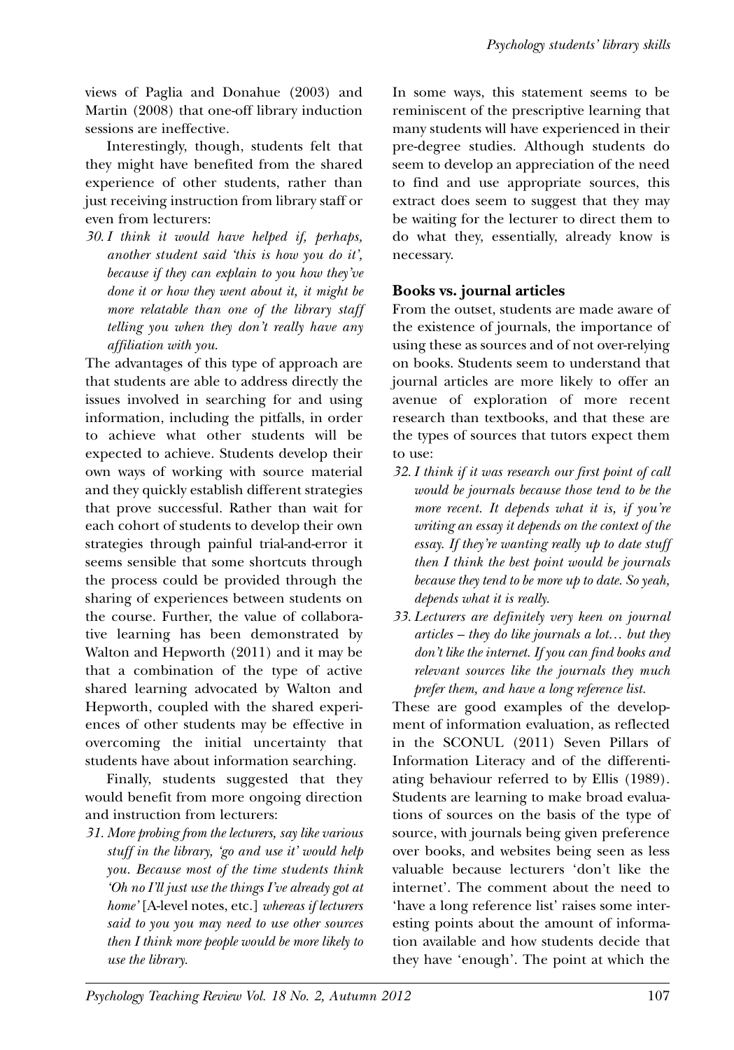views of Paglia and Donahue (2003) and Martin (2008) that one-off library induction sessions are ineffective.

Interestingly, though, students felt that they might have benefited from the shared experience of other students, rather than just receiving instruction from library staff or even from lecturers:

30. *I think it would have helped if, perhaps, another student said 'this is how you do it', because if they can explain to you how they've done it or how they went about it, it might be more relatable than one of the library staff telling you when they don't really have any affiliation with you.*

The advantages of this type of approach are that students are able to address directly the issues involved in searching for and using information, including the pitfalls, in order to achieve what other students will be expected to achieve. Students develop their own ways of working with source material and they quickly establish different strategies that prove successful. Rather than wait for each cohort of students to develop their own strategies through painful trial-and-error it seems sensible that some shortcuts through the process could be provided through the sharing of experiences between students on the course. Further, the value of collaborative learning has been demonstrated by Walton and Hepworth (2011) and it may be that a combination of the type of active shared learning advocated by Walton and Hepworth, coupled with the shared experiences of other students may be effective in overcoming the initial uncertainty that students have about information searching.

Finally, students suggested that they would benefit from more ongoing direction and instruction from lecturers:

31. *More probing from the lecturers, say like various stuff in the library, 'go and use it' would help you. Because most of the time students think 'Oh no I'll just use the things I've already got at home'* [A-level notes, etc.] *whereas if lecturers said to you you may need to use other sources then I think more people would be more likely to use the library.*

In some ways, this statement seems to be reminiscent of the prescriptive learning that many students will have experienced in their pre-degree studies. Although students do seem to develop an appreciation of the need to find and use appropriate sources, this extract does seem to suggest that they may be waiting for the lecturer to direct them to do what they, essentially, already know is necessary.

## Books vs. journal articles

From the outset, students are made aware of the existence of journals, the importance of using these as sources and of not over-relying on books. Students seem to understand that journal articles are more likely to offer an avenue of exploration of more recent research than textbooks, and that these are the types of sources that tutors expect them to use:

32. *I think if it was research our first point of call would be journals because those tend to be the more recent. It depends what it is, if you're writing an essay it depends on the context of the essay. If they're wanting really up to date stuff then I think the best point would be journals because they tend to be more up to date. So yeah, depends what it is really.*

33. *Lecturers are definitely very keen on journal articles – they do like journals a lot… but they don't like the internet. If you can find books and relevant sources like the journals they much prefer them, and have a long reference list.*

These are good examples of the development of information evaluation, as reflected in the SCONUL (2011) Seven Pillars of Information Literacy and of the differentiating behaviour referred to by Ellis (1989). Students are learning to make broad evaluations of sources on the basis of the type of source, with journals being given preference over books, and websites being seen as less valuable because lecturers 'don't like the internet'. The comment about the need to 'have a long reference list' raises some interesting points about the amount of information available and how students decide that they have 'enough'. The point at which the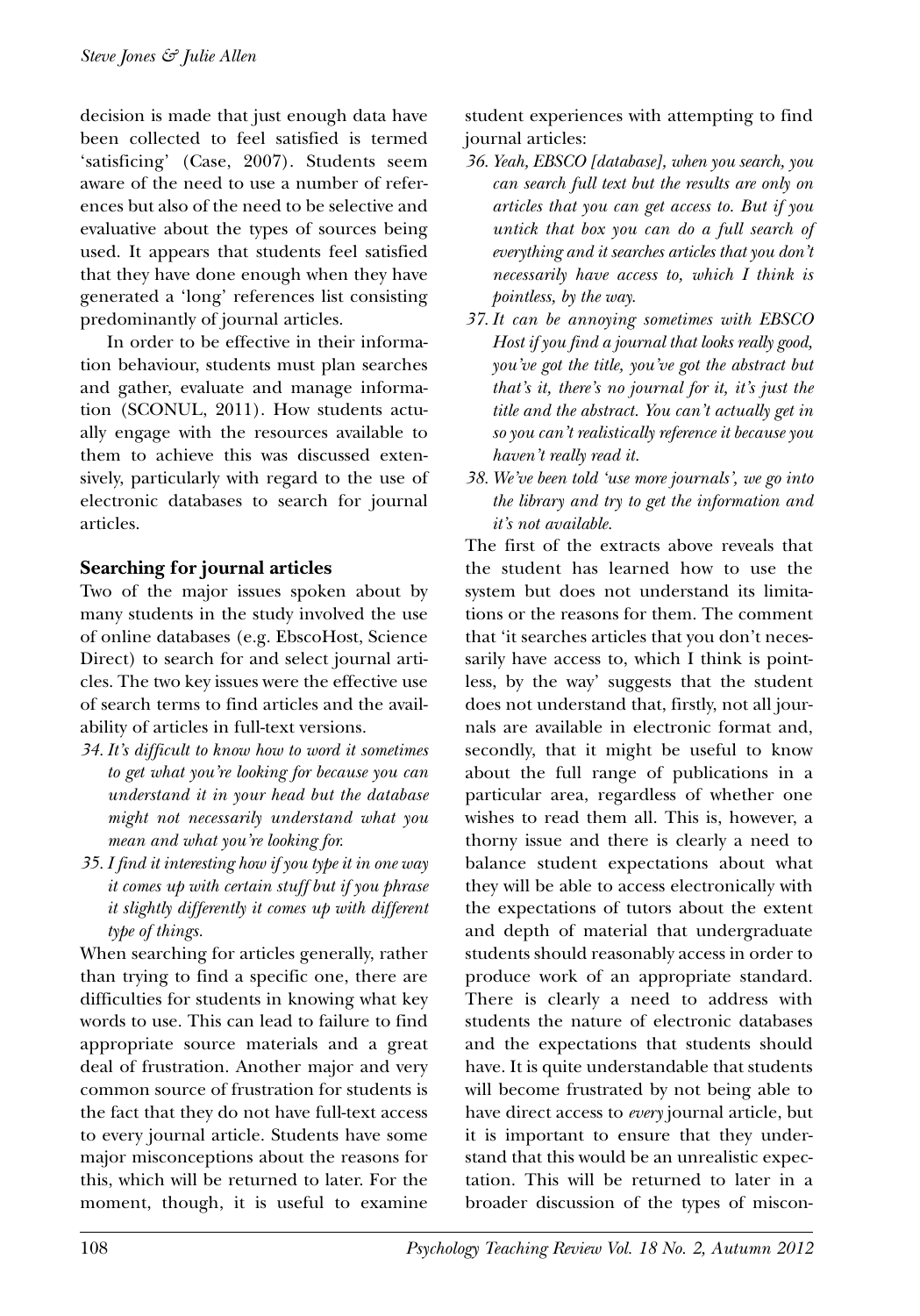decision is made that just enough data have been collected to feel satisfied is termed 'satisficing' (Case, 2007). Students seem aware of the need to use a number of references but also of the need to be selective and evaluative about the types of sources being used. It appears that students feel satisfied that they have done enough when they have generated a 'long' references list consisting predominantly of journal articles.

In order to be effective in their information behaviour, students must plan searches and gather, evaluate and manage information (SCONUL, 2011). How students actually engage with the resources available to them to achieve this was discussed extensively, particularly with regard to the use of electronic databases to search for journal articles.

## Searching for journal articles

Two of the major issues spoken about by many students in the study involved the use of online databases (e.g. EbscoHost, Science Direct) to search for and select journal articles. The two key issues were the effective use of search terms to find articles and the availability of articles in full-text versions.

34. *It's difficult to know how to word it sometimes to get what you're looking for because you can understand it in your head but the database might not necessarily understand what you mean and what you're looking for.*
35. *I find it interesting how if you type it in one way it comes up with certain stuff but if you phrase it slightly differently it comes up with different type of things.*

When searching for articles generally, rather than trying to find a specific one, there are difficulties for students in knowing what key words to use. This can lead to failure to find appropriate source materials and a great deal of frustration. Another major and very common source of frustration for students is the fact that they do not have full-text access to every journal article. Students have some major misconceptions about the reasons for this, which will be returned to later. For the moment, though, it is useful to examine student experiences with attempting to find journal articles:

36. *Yeah, EBSCO [database], when you search, you can search full text but the results are only on articles that you can get access to. But if you untick that box you can do a full search of everything and it searches articles that you don't necessarily have access to, which I think is pointless, by the way.*
37. *It can be annoying sometimes with EBSCO Host if you find a journal that looks really good, you've got the title, you've got the abstract but that's it, there's no journal for it, it's just the title and the abstract. You can't actually get in so you can't realistically reference it because you haven't really read it.*
38. *We've been told 'use more journals', we go into the library and try to get the information and it's not available.*

The first of the extracts above reveals that the student has learned how to use the system but does not understand its limitations or the reasons for them. The comment that 'it searches articles that you don't necessarily have access to, which I think is pointless, by the way' suggests that the student does not understand that, firstly, not all journals are available in electronic format and, secondly, that it might be useful to know about the full range of publications in a particular area, regardless of whether one wishes to read them all. This is, however, a thorny issue and there is clearly a need to balance student expectations about what they will be able to access electronically with the expectations of tutors about the extent and depth of material that undergraduate students should reasonably access in order to produce work of an appropriate standard. There is clearly a need to address with students the nature of electronic databases and the expectations that students should have. It is quite understandable that students will become frustrated by not being able to have direct access to *every* journal article, but it is important to ensure that they understand that this would be an unrealistic expectation. This will be returned to later in a broader discussion of the types of miscon-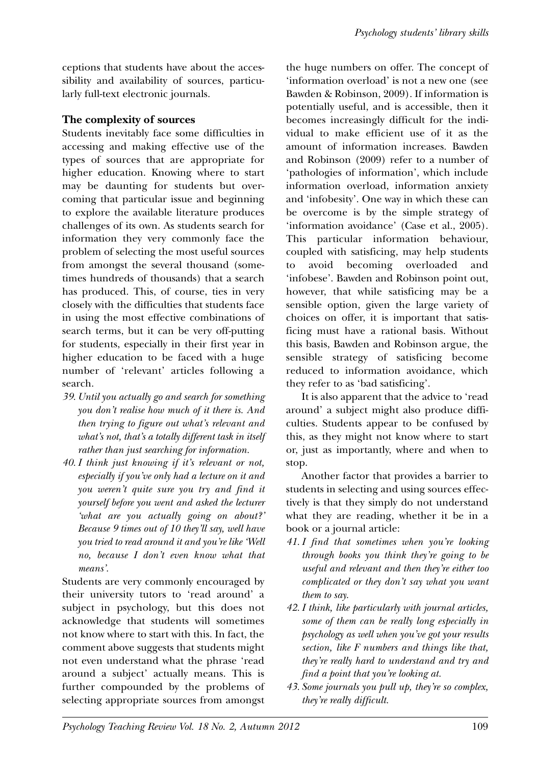ceptions that students have about the accessibility and availability of sources, particularly full-text electronic journals.

## The complexity of sources

Students inevitably face some difficulties in accessing and making effective use of the types of sources that are appropriate for higher education. Knowing where to start may be daunting for students but overcoming that particular issue and beginning to explore the available literature produces challenges of its own. As students search for information they very commonly face the problem of selecting the most useful sources from amongst the several thousand (sometimes hundreds of thousands) that a search has produced. This, of course, ties in very closely with the difficulties that students face in using the most effective combinations of search terms, but it can be very off-putting for students, especially in their first year in higher education to be faced with a huge number of 'relevant' articles following a search.

39. *Until you actually go and search for something you don't realise how much of it there is. And then trying to figure out what's relevant and what's not, that's a totally different task in itself rather than just searching for information.*
40. *I think just knowing if it's relevant or not, especially if you've only had a lecture on it and you weren't quite sure you try and find it yourself before you went and asked the lecturer 'what are you actually going on about?' Because 9 times out of 10 they'll say, well have you tried to read around it and you're like 'Well no, because I don't even know what that means'.*

Students are very commonly encouraged by their university tutors to 'read around' a subject in psychology, but this does not acknowledge that students will sometimes not know where to start with this. In fact, the comment above suggests that students might not even understand what the phrase 'read around a subject' actually means. This is further compounded by the problems of selecting appropriate sources from amongst the huge numbers on offer. The concept of 'information overload' is not a new one (see Bawden & Robinson, 2009). If information is potentially useful, and is accessible, then it becomes increasingly difficult for the individual to make efficient use of it as the amount of information increases. Bawden and Robinson (2009) refer to a number of 'pathologies of information', which include information overload, information anxiety and 'infobesity'. One way in which these can be overcome is by the simple strategy of 'information avoidance' (Case et al., 2005). This particular information behaviour, coupled with satisficing, may help students to avoid becoming overloaded and 'infobese'. Bawden and Robinson point out, however, that while satisficing may be a sensible option, given the large variety of choices on offer, it is important that satisficing must have a rational basis. Without this basis, Bawden and Robinson argue, the sensible strategy of satisficing become reduced to information avoidance, which they refer to as 'bad satisficing'.

It is also apparent that the advice to 'read around' a subject might also produce difficulties. Students appear to be confused by this, as they might not know where to start or, just as importantly, where and when to stop.

Another factor that provides a barrier to students in selecting and using sources effectively is that they simply do not understand what they are reading, whether it be in a book or a journal article:

41. *I find that sometimes when you're looking through books you think they're going to be useful and relevant and then they're either too complicated or they don't say what you want them to say.*
42. *I think, like particularly with journal articles, some of them can be really long especially in psychology as well when you've got your results section, like F numbers and things like that, they're really hard to understand and try and find a point that you're looking at.*
43. *Some journals you pull up, they're so complex, they're really difficult.*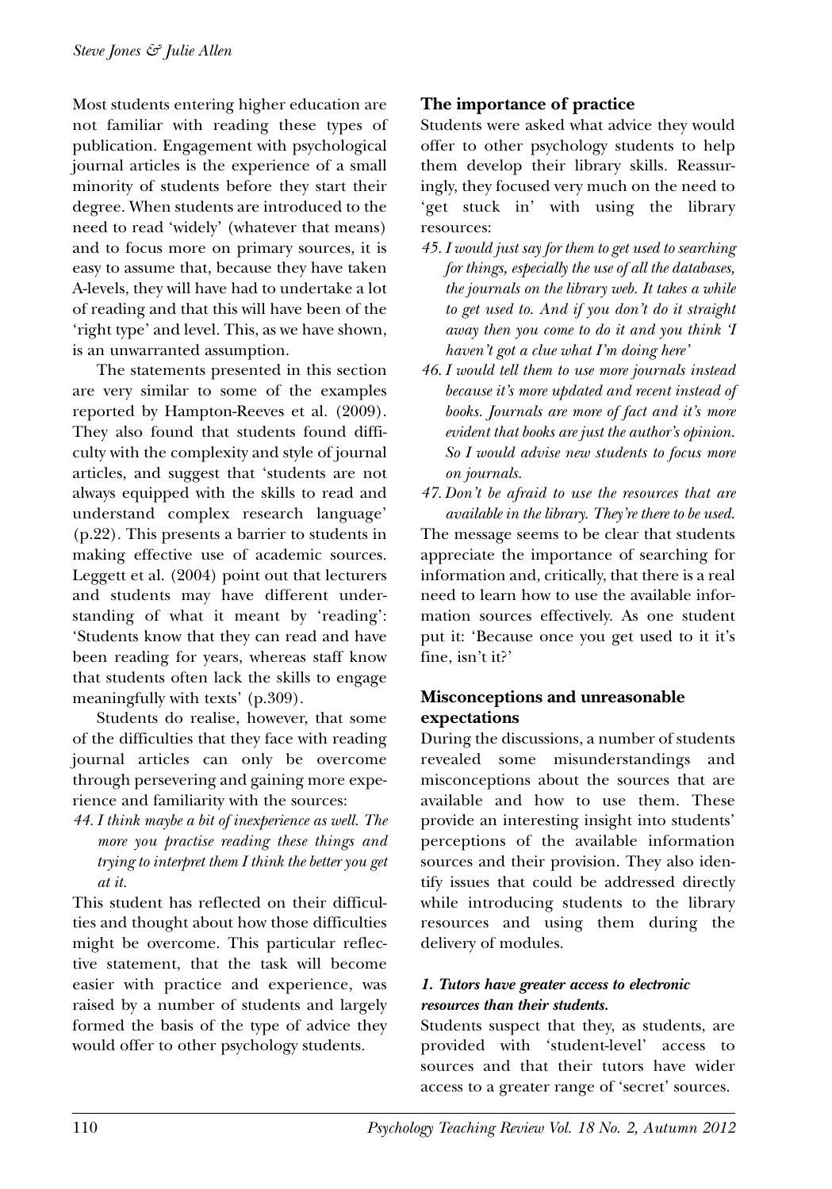Most students entering higher education are not familiar with reading these types of publication. Engagement with psychological journal articles is the experience of a small minority of students before they start their degree. When students are introduced to the need to read 'widely' (whatever that means) and to focus more on primary sources, it is easy to assume that, because they have taken A-levels, they will have had to undertake a lot of reading and that this will have been of the 'right type' and level. This, as we have shown, is an unwarranted assumption.

The statements presented in this section are very similar to some of the examples reported by Hampton-Reeves et al. (2009). They also found that students found difficulty with the complexity and style of journal articles, and suggest that 'students are not always equipped with the skills to read and understand complex research language' (p.22). This presents a barrier to students in making effective use of academic sources. Leggett et al. (2004) point out that lecturers and students may have different understanding of what it meant by 'reading': 'Students know that they can read and have been reading for years, whereas staff know that students often lack the skills to engage meaningfully with texts' (p.309).

Students do realise, however, that some of the difficulties that they face with reading journal articles can only be overcome through persevering and gaining more experience and familiarity with the sources:

44. *I think maybe a bit of inexperience as well. The more you practise reading these things and trying to interpret them I think the better you get at it.*

This student has reflected on their difficulties and thought about how those difficulties might be overcome. This particular reflective statement, that the task will become easier with practice and experience, was raised by a number of students and largely formed the basis of the type of advice they would offer to other psychology students.

### The importance of practice

Students were asked what advice they would offer to other psychology students to help them develop their library skills. Reassuringly, they focused very much on the need to 'get stuck in' with using the library resources:

45. *I would just say for them to get used to searching for things, especially the use of all the databases, the journals on the library web. It takes a while to get used to. And if you don't do it straight away then you come to do it and you think 'I haven't got a clue what I'm doing here'*
46. *I would tell them to use more journals instead because it's more updated and recent instead of books. Journals are more of fact and it's more evident that books are just the author's opinion. So I would advise new students to focus more on journals.*
47. *Don't be afraid to use the resources that are available in the library. They're there to be used.*

The message seems to be clear that students appreciate the importance of searching for information and, critically, that there is a real need to learn how to use the available information sources effectively. As one student put it: 'Because once you get used to it it's fine, isn't it?'

### Misconceptions and unreasonable expectations

During the discussions, a number of students revealed some misunderstandings and misconceptions about the sources that are available and how to use them. These provide an interesting insight into students' perceptions of the available information sources and their provision. They also identify issues that could be addressed directly while introducing students to the library resources and using them during the delivery of modules.

#### *1. Tutors have greater access to electronic resources than their students.*

Students suspect that they, as students, are provided with 'student-level' access to sources and that their tutors have wider access to a greater range of 'secret' sources.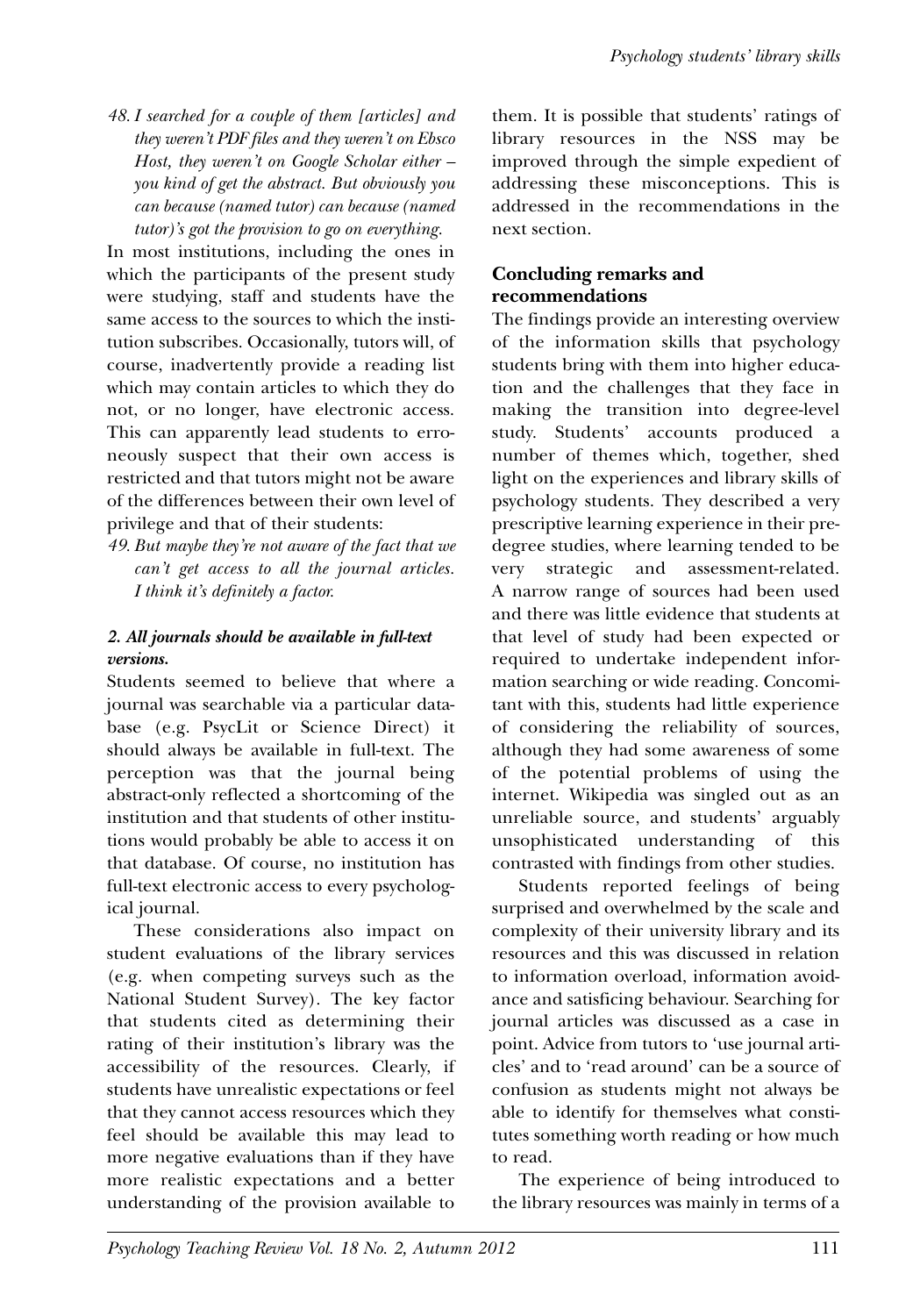*48. I searched for a couple of them [articles] and they weren't PDF files and they weren't on Ebsco Host, they weren't on Google Scholar either – you kind of get the abstract. But obviously you can because (named tutor) can because (named tutor)'s got the provision to go on everything.*

In most institutions, including the ones in which the participants of the present study were studying, staff and students have the same access to the sources to which the institution subscribes. Occasionally, tutors will, of course, inadvertently provide a reading list which may contain articles to which they do not, or no longer, have electronic access. This can apparently lead students to erroneously suspect that their own access is restricted and that tutors might not be aware of the differences between their own level of privilege and that of their students:

*49. But maybe they're not aware of the fact that we can't get access to all the journal articles. I think it's definitely a factor.*

#### *2. All journals should be available in full-text versions.*

Students seemed to believe that where a journal was searchable via a particular database (e.g. PsycLit or Science Direct) it should always be available in full-text. The perception was that the journal being abstract-only reflected a shortcoming of the institution and that students of other institutions would probably be able to access it on that database. Of course, no institution has full-text electronic access to every psychological journal.

These considerations also impact on student evaluations of the library services (e.g. when competing surveys such as the National Student Survey). The key factor that students cited as determining their rating of their institution's library was the accessibility of the resources. Clearly, if students have unrealistic expectations or feel that they cannot access resources which they feel should be available this may lead to more negative evaluations than if they have more realistic expectations and a better understanding of the provision available to them. It is possible that students' ratings of library resources in the NSS may be improved through the simple expedient of addressing these misconceptions. This is addressed in the recommendations in the next section.

### Concluding remarks and recommendations

The findings provide an interesting overview of the information skills that psychology students bring with them into higher education and the challenges that they face in making the transition into degree-level study. Students' accounts produced a number of themes which, together, shed light on the experiences and library skills of psychology students. They described a very prescriptive learning experience in their pre-degree studies, where learning tended to be very strategic and assessment-related. A narrow range of sources had been used and there was little evidence that students at that level of study had been expected or required to undertake independent information searching or wide reading. Concomitant with this, students had little experience of considering the reliability of sources, although they had some awareness of some of the potential problems of using the internet. Wikipedia was singled out as an unreliable source, and students' arguably unsophisticated understanding of this contrasted with findings from other studies.

Students reported feelings of being surprised and overwhelmed by the scale and complexity of their university library and its resources and this was discussed in relation to information overload, information avoidance and satisficing behaviour. Searching for journal articles was discussed as a case in point. Advice from tutors to 'use journal articles' and to 'read around' can be a source of confusion as students might not always be able to identify for themselves what constitutes something worth reading or how much to read.

The experience of being introduced to the library resources was mainly in terms of a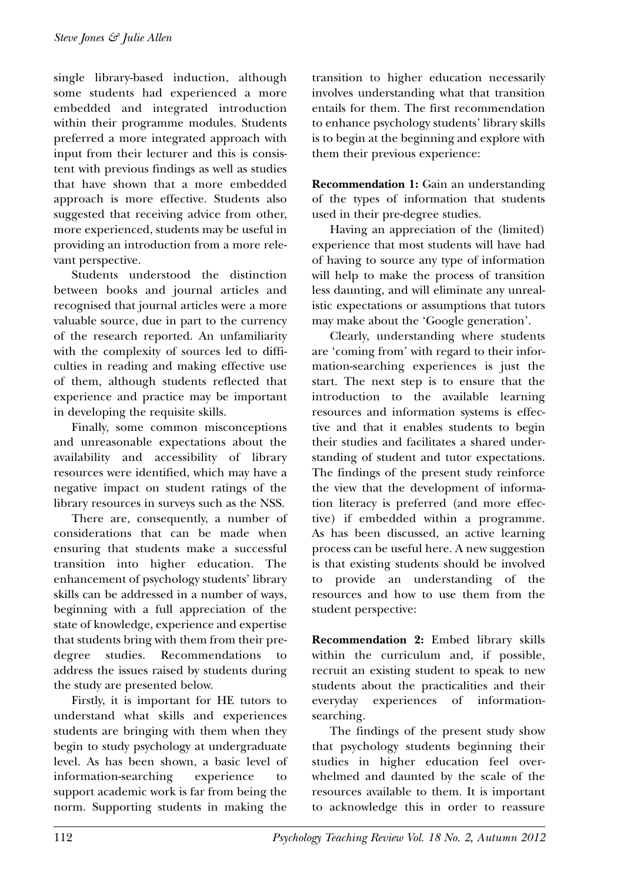single library-based induction, although some students had experienced a more embedded and integrated introduction within their programme modules. Students preferred a more integrated approach with input from their lecturer and this is consistent with previous findings as well as studies that have shown that a more embedded approach is more effective. Students also suggested that receiving advice from other, more experienced, students may be useful in providing an introduction from a more relevant perspective.

Students understood the distinction between books and journal articles and recognised that journal articles were a more valuable source, due in part to the currency of the research reported. An unfamiliarity with the complexity of sources led to difficulties in reading and making effective use of them, although students reflected that experience and practice may be important in developing the requisite skills.

Finally, some common misconceptions and unreasonable expectations about the availability and accessibility of library resources were identified, which may have a negative impact on student ratings of the library resources in surveys such as the NSS.

There are, consequently, a number of considerations that can be made when ensuring that students make a successful transition into higher education. The enhancement of psychology students' library skills can be addressed in a number of ways, beginning with a full appreciation of the state of knowledge, experience and expertise that students bring with them from their pre-degree studies. Recommendations to address the issues raised by students during the study are presented below.

Firstly, it is important for HE tutors to understand what skills and experiences students are bringing with them when they begin to study psychology at undergraduate level. As has been shown, a basic level of information-searching experience to support academic work is far from being the norm. Supporting students in making the transition to higher education necessarily involves understanding what that transition entails for them. The first recommendation to enhance psychology students' library skills is to begin at the beginning and explore with them their previous experience:

**Recommendation 1:** Gain an understanding of the types of information that students used in their pre-degree studies.

Having an appreciation of the (limited) experience that most students will have had of having to source any type of information will help to make the process of transition less daunting, and will eliminate any unrealistic expectations or assumptions that tutors may make about the 'Google generation'.

Clearly, understanding where students are 'coming from' with regard to their information-searching experiences is just the start. The next step is to ensure that the introduction to the available learning resources and information systems is effective and that it enables students to begin their studies and facilitates a shared understanding of student and tutor expectations. The findings of the present study reinforce the view that the development of information literacy is preferred (and more effective) if embedded within a programme. As has been discussed, an active learning process can be useful here. A new suggestion is that existing students should be involved to provide an understanding of the resources and how to use them from the student perspective:

**Recommendation 2:** Embed library skills within the curriculum and, if possible, recruit an existing student to speak to new students about the practicalities and their everyday experiences of information-searching.

The findings of the present study show that psychology students beginning their studies in higher education feel overwhelmed and daunted by the scale of the resources available to them. It is important to acknowledge this in order to reassure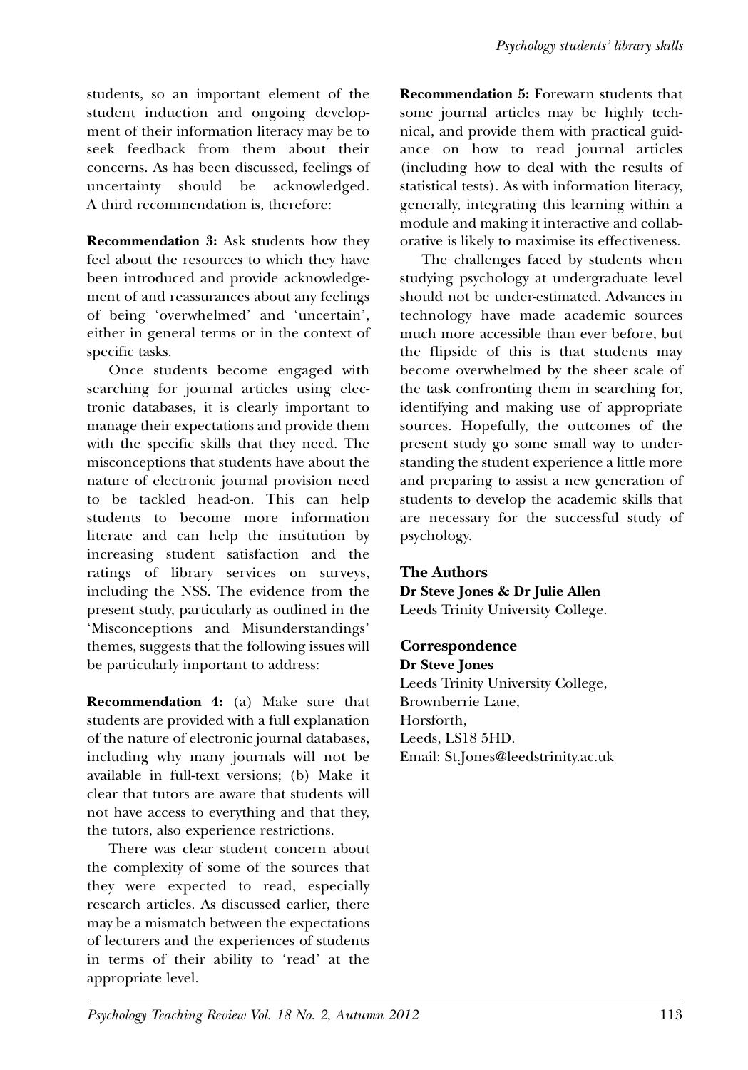students, so an important element of the student induction and ongoing development of their information literacy may be to seek feedback from them about their concerns. As has been discussed, feelings of uncertainty should be acknowledged. A third recommendation is, therefore:

**Recommendation 3:** Ask students how they feel about the resources to which they have been introduced and provide acknowledgement of and reassurances about any feelings of being 'overwhelmed' and 'uncertain', either in general terms or in the context of specific tasks.

Once students become engaged with searching for journal articles using electronic databases, it is clearly important to manage their expectations and provide them with the specific skills that they need. The misconceptions that students have about the nature of electronic journal provision need to be tackled head-on. This can help students to become more information literate and can help the institution by increasing student satisfaction and the ratings of library services on surveys, including the NSS. The evidence from the present study, particularly as outlined in the 'Misconceptions and Misunderstandings' themes, suggests that the following issues will be particularly important to address:

**Recommendation 4:** (a) Make sure that students are provided with a full explanation of the nature of electronic journal databases, including why many journals will not be available in full-text versions; (b) Make it clear that tutors are aware that students will not have access to everything and that they, the tutors, also experience restrictions.

There was clear student concern about the complexity of some of the sources that they were expected to read, especially research articles. As discussed earlier, there may be a mismatch between the expectations of lecturers and the experiences of students in terms of their ability to 'read' at the appropriate level.

**Recommendation 5:** Forewarn students that some journal articles may be highly technical, and provide them with practical guidance on how to read journal articles (including how to deal with the results of statistical tests). As with information literacy, generally, integrating this learning within a module and making it interactive and collaborative is likely to maximise its effectiveness.

The challenges faced by students when studying psychology at undergraduate level should not be under-estimated. Advances in technology have made academic sources much more accessible than ever before, but the flipside of this is that students may become overwhelmed by the sheer scale of the task confronting them in searching for, identifying and making use of appropriate sources. Hopefully, the outcomes of the present study go some small way to understanding the student experience a little more and preparing to assist a new generation of students to develop the academic skills that are necessary for the successful study of psychology.

## The Authors

**Dr Steve Jones & Dr Julie Allen**
Leeds Trinity University College.

## Correspondence

**Dr Steve Jones**
Leeds Trinity University College,
Brownberrie Lane,
Horsforth,
Leeds, LS18 5HD.
Email: St.Jones@leedstrinity.ac.uk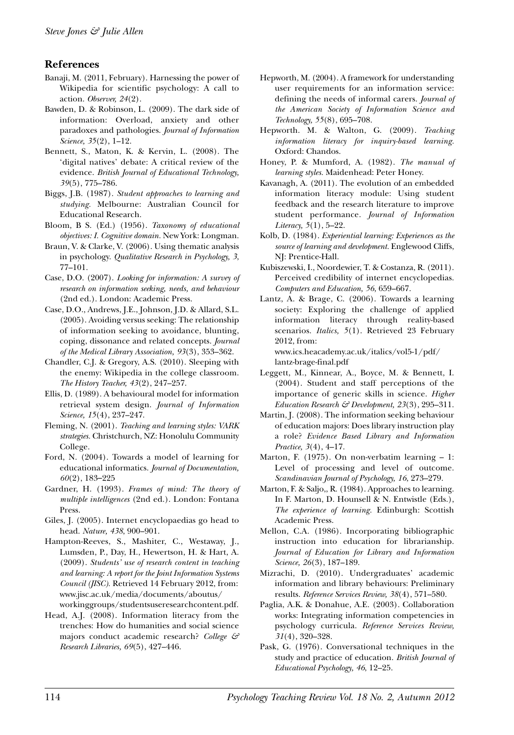## References

Banaji, M. (2011, February). Harnessing the power of Wikipedia for scientific psychology: A call to action. *Observer, 24*(2).

Bawden, D. & Robinson, L. (2009). The dark side of information: Overload, anxiety and other paradoxes and pathologies. *Journal of Information Science, 35*(2), 1–12.

Bennett, S., Maton, K. & Kervin, L. (2008). The 'digital natives' debate: A critical review of the evidence. *British Journal of Educational Technology, 39*(5), 775–786.

Biggs, J.B. (1987). *Student approaches to learning and studying.* Melbourne: Australian Council for Educational Research.

Bloom, B S. (Ed.) (1956). *Taxonomy of educational objectives: I. Cognitive domain.* New York: Longman.

Braun, V. & Clarke, V. (2006). Using thematic analysis in psychology. *Qualitative Research in Psychology, 3*, 77–101.

Case, D.O. (2007). *Looking for information: A survey of research on information seeking, needs, and behaviour* (2nd ed.). London: Academic Press.

Case, D.O., Andrews, J.E., Johnson, J.D. & Allard, S.L. (2005). Avoiding versus seeking: The relationship of information seeking to avoidance, blunting, coping, dissonance and related concepts. *Journal of the Medical Library Association, 93*(3), 353–362.

Chandler, C.J. & Gregory, A.S. (2010). Sleeping with the enemy: Wikipedia in the college classroom. *The History Teacher, 43*(2), 247–257.

Ellis, D. (1989). A behavioural model for information retrieval system design. *Journal of Information Science, 15*(4), 237–247.

Fleming, N. (2001). *Teaching and learning styles: VARK strategies.* Christchurch, NZ: Honolulu Community College.

Ford, N. (2004). Towards a model of learning for educational informatics. *Journal of Documentation, 60*(2), 183–225

Gardner, H. (1993). *Frames of mind: The theory of multiple intelligences* (2nd ed.). London: Fontana Press.

Giles, J. (2005). Internet encyclopaedias go head to head. *Nature, 438*, 900–901.

Hampton-Reeves, S., Mashiter, C., Westaway, J., Lumsden, P., Day, H., Hewertson, H. & Hart, A. (2009). *Students' use of research content in teaching and learning: A report for the Joint Information Systems Council (JISC).* Retrieved 14 February 2012, from: www.jisc.ac.uk/media/documents/aboutus/workinggroups/studentsuseresearchcontent.pdf.

Head, A.J. (2008). Information literacy from the trenches: How do humanities and social science majors conduct academic research? *College & Research Libraries, 69*(5), 427–446.

Hepworth, M. (2004). A framework for understanding user requirements for an information service: defining the needs of informal carers. *Journal of the American Society of Information Science and Technology, 55*(8), 695–708.

Hepworth. M. & Walton, G. (2009). *Teaching information literacy for inquiry-based learning.* Oxford: Chandos.

Honey, P. & Mumford, A. (1982). *The manual of learning styles.* Maidenhead: Peter Honey.

Kavanagh, A. (2011). The evolution of an embedded information literacy module: Using student feedback and the research literature to improve student performance. *Journal of Information Literacy, 5*(1), 5–22.

Kolb, D. (1984). *Experiential learning: Experiences as the source of learning and development.* Englewood Cliffs, NJ: Prentice-Hall.

Kubiszewski, I., Noordewier, T. & Costanza, R. (2011). Perceived credibility of internet encyclopedias. *Computers and Education, 56*, 659–667.

Lantz, A. & Brage, C. (2006). Towards a learning society: Exploring the challenge of applied information literacy through reality-based scenarios. *Italics, 5*(1). Retrieved 23 February 2012, from: www.ics.heacademy.ac.uk/italics/vol5-1/pdf/lantz-brage-final.pdf

Leggett, M., Kinnear, A., Boyce, M. & Bennett, I. (2004). Student and staff perceptions of the importance of generic skills in science. *Higher Education Research & Development, 23*(3), 295–311.

Martin, J. (2008). The information seeking behaviour of education majors: Does library instruction play a role? *Evidence Based Library and Information Practice, 3*(4), 4–17.

Marton, F. (1975). On non-verbatim learning – 1: Level of processing and level of outcome. *Scandinavian Journal of Psychology, 16*, 273–279.

Marton, F. & Saljo,, R. (1984). Approaches to learning. In F. Marton, D. Hounsell & N. Entwistle (Eds.), *The experience of learning.* Edinburgh: Scottish Academic Press.

Mellon, C.A. (1986). Incorporating bibliographic instruction into education for librarianship. *Journal of Education for Library and Information Science, 26*(3), 187–189.

Mizrachi, D. (2010). Undergraduates' academic information and library behaviours: Preliminary results. *Reference Services Review, 38*(4), 571–580.

Paglia, A.K. & Donahue, A.E. (2003). Collaboration works: Integrating information competencies in psychology curricula. *Reference Services Review, 31*(4), 320–328.

Pask, G. (1976). Conversational techniques in the study and practice of education. *British Journal of Educational Psychology, 46*, 12–25.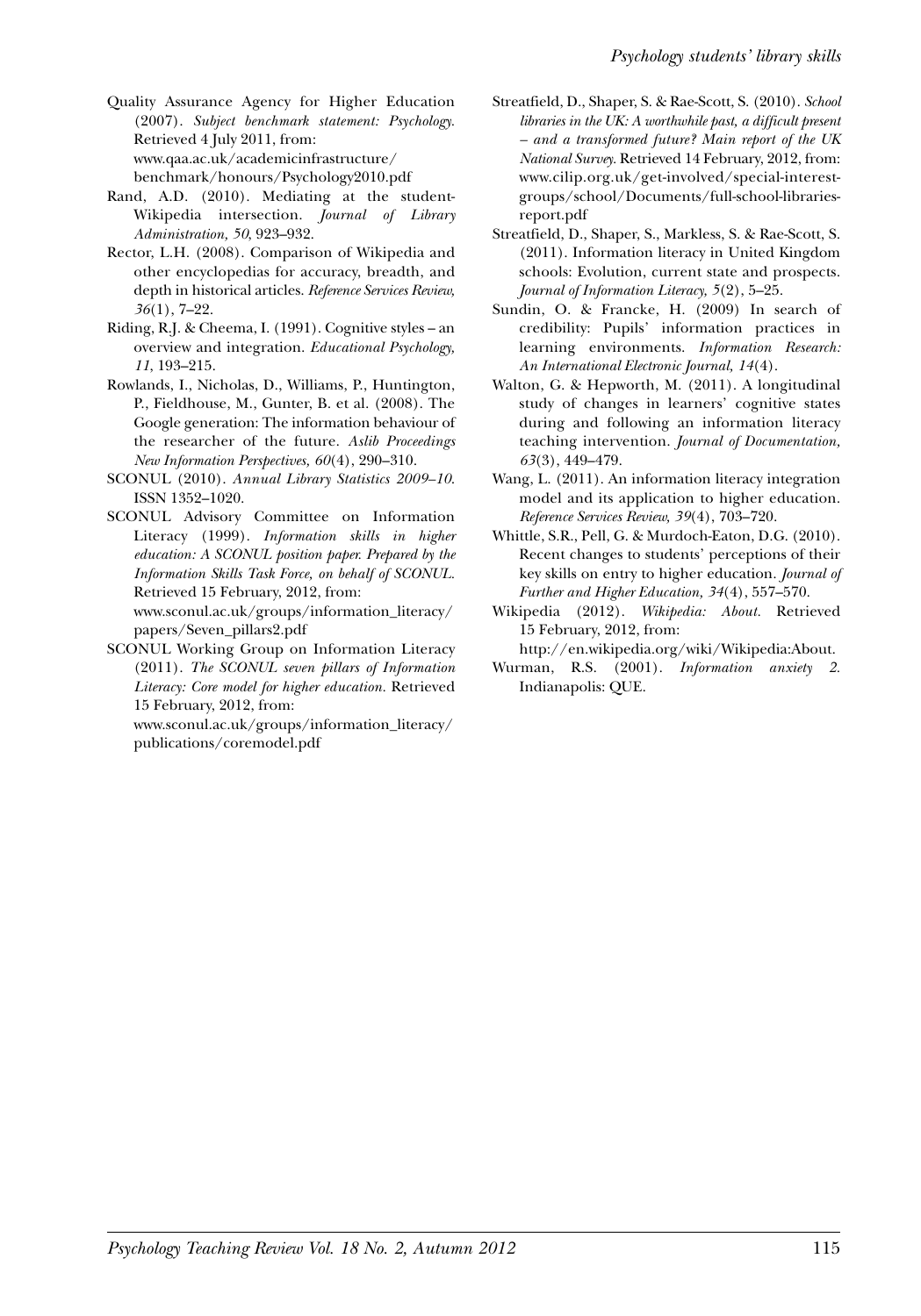Quality Assurance Agency for Higher Education (2007). *Subject benchmark statement: Psychology.* Retrieved 4 July 2011, from: www.qaa.ac.uk/academicinfrastructure/benchmark/honours/Psychology2010.pdf

Rand, A.D. (2010). Mediating at the student-Wikipedia intersection. *Journal of Library Administration, 50*, 923–932.

Rector, L.H. (2008). Comparison of Wikipedia and other encyclopedias for accuracy, breadth, and depth in historical articles. *Reference Services Review, 36*(1), 7–22.

Riding, R.J. & Cheema, I. (1991). Cognitive styles – an overview and integration. *Educational Psychology, 11*, 193–215.

Rowlands, I., Nicholas, D., Williams, P., Huntington, P., Fieldhouse, M., Gunter, B. et al. (2008). The Google generation: The information behaviour of the researcher of the future. *Aslib Proceedings New Information Perspectives, 60*(4), 290–310.

SCONUL (2010). *Annual Library Statistics 2009–10.* ISSN 1352–1020.

SCONUL Advisory Committee on Information Literacy (1999). *Information skills in higher education: A SCONUL position paper. Prepared by the Information Skills Task Force, on behalf of SCONUL.* Retrieved 15 February, 2012, from: www.sconul.ac.uk/groups/information_literacy/papers/Seven_pillars2.pdf

SCONUL Working Group on Information Literacy (2011). *The SCONUL seven pillars of Information Literacy: Core model for higher education.* Retrieved 15 February, 2012, from: www.sconul.ac.uk/groups/information_literacy/publications/coremodel.pdf

Streatfield, D., Shaper, S. & Rae-Scott, S. (2010). *School libraries in the UK: A worthwhile past, a difficult present – and a transformed future? Main report of the UK National Survey.* Retrieved 14 February, 2012, from: www.cilip.org.uk/get-involved/special-interest-groups/school/Documents/full-school-libraries-report.pdf

Streatfield, D., Shaper, S., Markless, S. & Rae-Scott, S. (2011). Information literacy in United Kingdom schools: Evolution, current state and prospects. *Journal of Information Literacy, 5*(2), 5–25.

Sundin, O. & Francke, H. (2009) In search of credibility: Pupils' information practices in learning environments. *Information Research: An International Electronic Journal, 14*(4).

Walton, G. & Hepworth, M. (2011). A longitudinal study of changes in learners' cognitive states during and following an information literacy teaching intervention. *Journal of Documentation, 63*(3), 449–479.

Wang, L. (2011). An information literacy integration model and its application to higher education. *Reference Services Review, 39*(4), 703–720.

Whittle, S.R., Pell, G. & Murdoch-Eaton, D.G. (2010). Recent changes to students' perceptions of their key skills on entry to higher education. *Journal of Further and Higher Education, 34*(4), 557–570.

Wikipedia (2012). *Wikipedia: About.* Retrieved 15 February, 2012, from: http://en.wikipedia.org/wiki/Wikipedia:About.

Wurman, R.S. (2001). *Information anxiety 2.* Indianapolis: QUE.